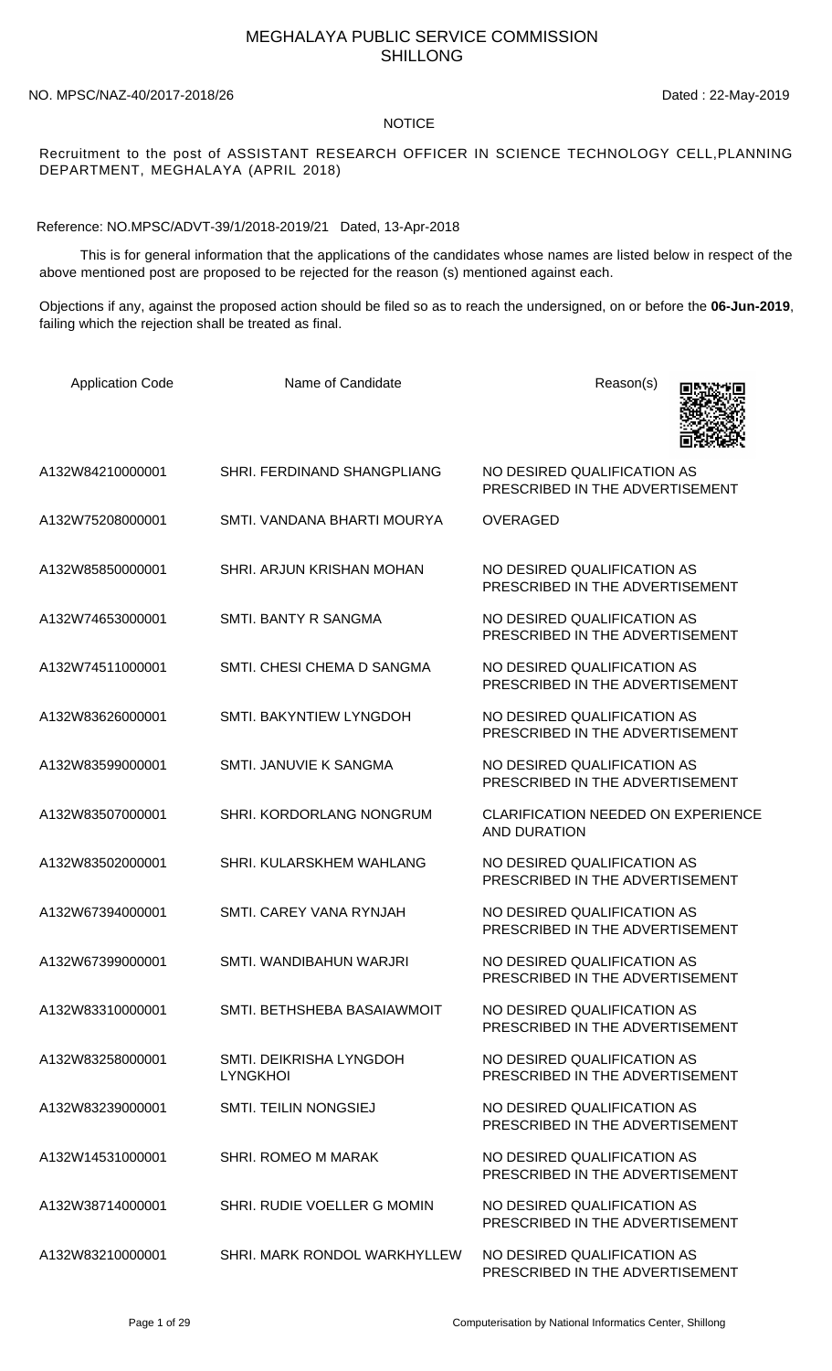# MEGHALAYA PUBLIC SERVICE COMMISSION
## SHILLONG

NO. MPSC/NAZ-40/2017-2018/26 Dated : 22-May-2019

**NOTICE**

Recruitment to the post of ASSISTANT RESEARCH OFFICER IN SCIENCE TECHNOLOGY CELL,PLANNING DEPARTMENT, MEGHALAYA (APRIL 2018)

Reference: NO.MPSC/ADVT-39/1/2018-2019/21 Dated, 13-Apr-2018

This is for general information that the applications of the candidates whose names are listed below in respect of the above mentioned post are proposed to be rejected for the reason (s) mentioned against each.

Objections if any, against the proposed action should be filed so as to reach the undersigned, on or before the **06-Jun-2019**, failing which the rejection shall be treated as final.

| Application Code | Name of Candidate | Reason(s) |
|---|---|---|
| A132W84210000001 | SHRI. FERDINAND SHANGPLIANG | NO DESIRED QUALIFICATION AS PRESCRIBED IN THE ADVERTISEMENT |
| A132W75208000001 | SMTI. VANDANA BHARTI MOURYA | OVERAGED |
| A132W85850000001 | SHRI. ARJUN KRISHAN MOHAN | NO DESIRED QUALIFICATION AS PRESCRIBED IN THE ADVERTISEMENT |
| A132W74653000001 | SMTI. BANTY R SANGMA | NO DESIRED QUALIFICATION AS PRESCRIBED IN THE ADVERTISEMENT |
| A132W74511000001 | SMTI. CHESI CHEMA D SANGMA | NO DESIRED QUALIFICATION AS PRESCRIBED IN THE ADVERTISEMENT |
| A132W83626000001 | SMTI. BAKYNTIEW LYNGDOH | NO DESIRED QUALIFICATION AS PRESCRIBED IN THE ADVERTISEMENT |
| A132W83599000001 | SMTI. JANUVIE K SANGMA | NO DESIRED QUALIFICATION AS PRESCRIBED IN THE ADVERTISEMENT |
| A132W83507000001 | SHRI. KORDORLANG NONGRUM | CLARIFICATION NEEDED ON EXPERIENCE AND DURATION |
| A132W83502000001 | SHRI. KULARSKHEM WAHLANG | NO DESIRED QUALIFICATION AS PRESCRIBED IN THE ADVERTISEMENT |
| A132W67394000001 | SMTI. CAREY VANA RYNJAH | NO DESIRED QUALIFICATION AS PRESCRIBED IN THE ADVERTISEMENT |
| A132W67399000001 | SMTI. WANDIBAHUN WARJRI | NO DESIRED QUALIFICATION AS PRESCRIBED IN THE ADVERTISEMENT |
| A132W83310000001 | SMTI. BETHSHEBA BASAIAWMOIT | NO DESIRED QUALIFICATION AS PRESCRIBED IN THE ADVERTISEMENT |
| A132W83258000001 | SMTI. DEIKRISHA LYNGDOH LYNGKHOI | NO DESIRED QUALIFICATION AS PRESCRIBED IN THE ADVERTISEMENT |
| A132W83239000001 | SMTI. TEILIN NONGSIEJ | NO DESIRED QUALIFICATION AS PRESCRIBED IN THE ADVERTISEMENT |
| A132W14531000001 | SHRI. ROMEO M MARAK | NO DESIRED QUALIFICATION AS PRESCRIBED IN THE ADVERTISEMENT |
| A132W38714000001 | SHRI. RUDIE VOELLER G MOMIN | NO DESIRED QUALIFICATION AS PRESCRIBED IN THE ADVERTISEMENT |
| A132W83210000001 | SHRI. MARK RONDOL WARKHYLLEW | NO DESIRED QUALIFICATION AS PRESCRIBED IN THE ADVERTISEMENT |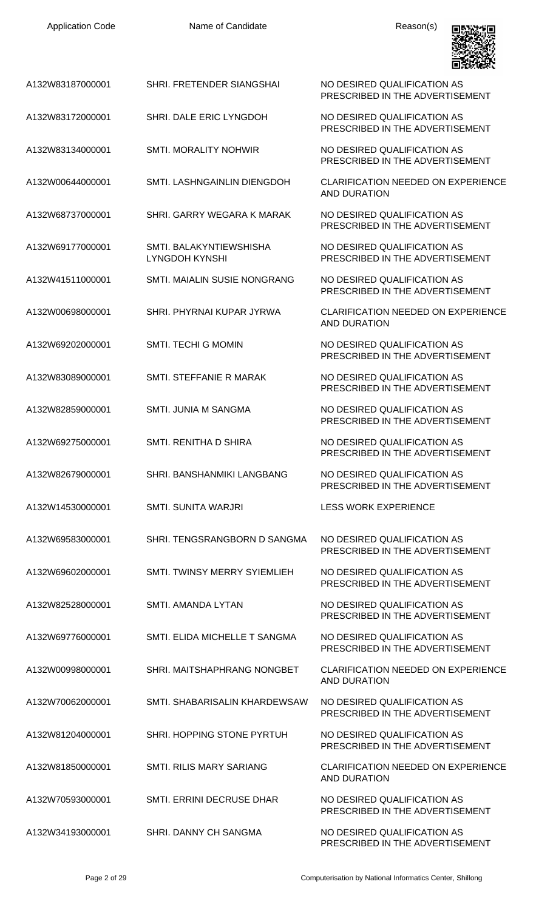| Application Code | Name of Candidate | Reason(s) |
|---|---|---|
| A132W83187000001 | SHRI. FRETENDER SIANGSHAI | NO DESIRED QUALIFICATION AS PRESCRIBED IN THE ADVERTISEMENT |
| A132W83172000001 | SHRI. DALE ERIC LYNGDOH | NO DESIRED QUALIFICATION AS PRESCRIBED IN THE ADVERTISEMENT |
| A132W83134000001 | SMTI. MORALITY NOHWIR | NO DESIRED QUALIFICATION AS PRESCRIBED IN THE ADVERTISEMENT |
| A132W00644000001 | SMTI. LASHNGAINLIN DIENGDOH | CLARIFICATION NEEDED ON EXPERIENCE AND DURATION |
| A132W68737000001 | SHRI. GARRY WEGARA K MARAK | NO DESIRED QUALIFICATION AS PRESCRIBED IN THE ADVERTISEMENT |
| A132W69177000001 | SMTI. BALAKYNTIEWSHISHA LYNGDOH KYNSHI | NO DESIRED QUALIFICATION AS PRESCRIBED IN THE ADVERTISEMENT |
| A132W41511000001 | SMTI. MAIALIN SUSIE NONGRANG | NO DESIRED QUALIFICATION AS PRESCRIBED IN THE ADVERTISEMENT |
| A132W00698000001 | SHRI. PHYRNAI KUPAR JYRWA | CLARIFICATION NEEDED ON EXPERIENCE AND DURATION |
| A132W69202000001 | SMTI. TECHI G MOMIN | NO DESIRED QUALIFICATION AS PRESCRIBED IN THE ADVERTISEMENT |
| A132W83089000001 | SMTI. STEFFANIE R MARAK | NO DESIRED QUALIFICATION AS PRESCRIBED IN THE ADVERTISEMENT |
| A132W82859000001 | SMTI. JUNIA M SANGMA | NO DESIRED QUALIFICATION AS PRESCRIBED IN THE ADVERTISEMENT |
| A132W69275000001 | SMTI. RENITHA D SHIRA | NO DESIRED QUALIFICATION AS PRESCRIBED IN THE ADVERTISEMENT |
| A132W82679000001 | SHRI. BANSHANMIKI LANGBANG | NO DESIRED QUALIFICATION AS PRESCRIBED IN THE ADVERTISEMENT |
| A132W14530000001 | SMTI. SUNITA WARJRI | LESS WORK EXPERIENCE |
| A132W69583000001 | SHRI. TENGSRANGBORN D SANGMA | NO DESIRED QUALIFICATION AS PRESCRIBED IN THE ADVERTISEMENT |
| A132W69602000001 | SMTI. TWINSY MERRY SYIEMLIEH | NO DESIRED QUALIFICATION AS PRESCRIBED IN THE ADVERTISEMENT |
| A132W82528000001 | SMTI. AMANDA LYTAN | NO DESIRED QUALIFICATION AS PRESCRIBED IN THE ADVERTISEMENT |
| A132W69776000001 | SMTI. ELIDA MICHELLE T SANGMA | NO DESIRED QUALIFICATION AS PRESCRIBED IN THE ADVERTISEMENT |
| A132W00998000001 | SHRI. MAITSHAPHRANG NONGBET | CLARIFICATION NEEDED ON EXPERIENCE AND DURATION |
| A132W70062000001 | SMTI. SHABARISALIN KHARDEWSAW | NO DESIRED QUALIFICATION AS PRESCRIBED IN THE ADVERTISEMENT |
| A132W81204000001 | SHRI. HOPPING STONE PYRTUH | NO DESIRED QUALIFICATION AS PRESCRIBED IN THE ADVERTISEMENT |
| A132W81850000001 | SMTI. RILIS MARY SARIANG | CLARIFICATION NEEDED ON EXPERIENCE AND DURATION |
| A132W70593000001 | SMTI. ERRINI DECRUSE DHAR | NO DESIRED QUALIFICATION AS PRESCRIBED IN THE ADVERTISEMENT |
| A132W34193000001 | SHRI. DANNY CH SANGMA | NO DESIRED QUALIFICATION AS PRESCRIBED IN THE ADVERTISEMENT |

Computerisation by National Informatics Center, Shillong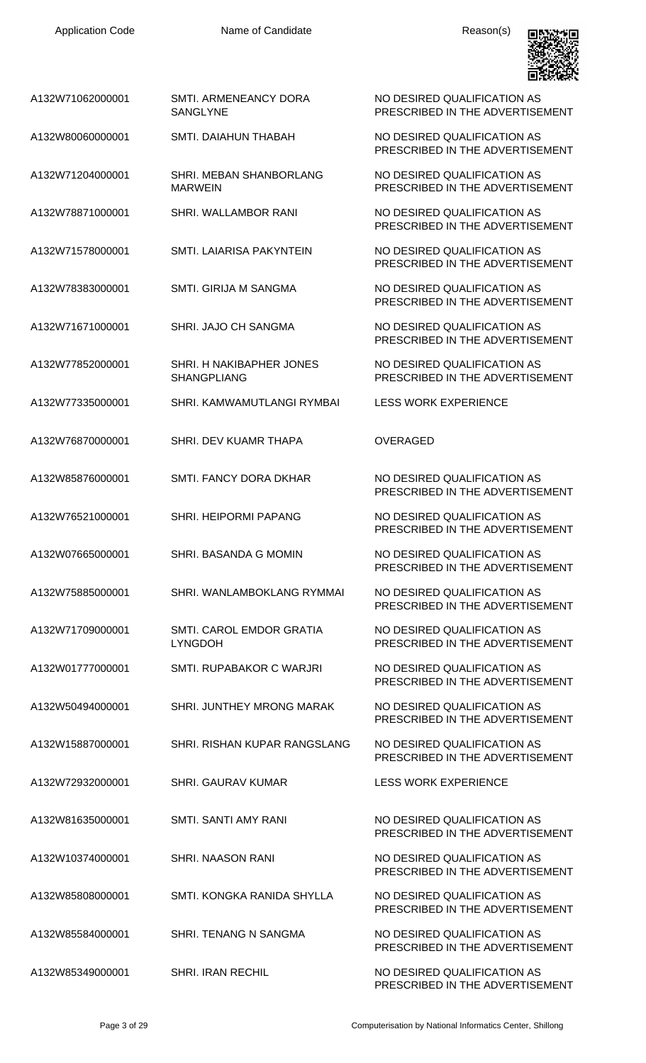| Application Code | Name of Candidate | Reason(s) |
| --- | --- | --- |
| A132W71062000001 | SMTI. ARMENEANCY DORA SANGLYNE | NO DESIRED QUALIFICATION AS PRESCRIBED IN THE ADVERTISEMENT |
| A132W80060000001 | SMTI. DAIAHUN THABAH | NO DESIRED QUALIFICATION AS PRESCRIBED IN THE ADVERTISEMENT |
| A132W71204000001 | SHRI. MEBAN SHANBORLANG MARWEIN | NO DESIRED QUALIFICATION AS PRESCRIBED IN THE ADVERTISEMENT |
| A132W78871000001 | SHRI. WALLAMBOR RANI | NO DESIRED QUALIFICATION AS PRESCRIBED IN THE ADVERTISEMENT |
| A132W71578000001 | SMTI. LAIARISA PAKYNTEIN | NO DESIRED QUALIFICATION AS PRESCRIBED IN THE ADVERTISEMENT |
| A132W78383000001 | SMTI. GIRIJA M SANGMA | NO DESIRED QUALIFICATION AS PRESCRIBED IN THE ADVERTISEMENT |
| A132W71671000001 | SHRI. JAJO CH SANGMA | NO DESIRED QUALIFICATION AS PRESCRIBED IN THE ADVERTISEMENT |
| A132W77852000001 | SHRI. H NAKIBAPHER JONES SHANGPLIANG | NO DESIRED QUALIFICATION AS PRESCRIBED IN THE ADVERTISEMENT |
| A132W77335000001 | SHRI. KAMWAMUTLANGI RYMBAI | LESS WORK EXPERIENCE |
| A132W76870000001 | SHRI. DEV KUAMR THAPA | OVERAGED |
| A132W85876000001 | SMTI. FANCY DORA DKHAR | NO DESIRED QUALIFICATION AS PRESCRIBED IN THE ADVERTISEMENT |
| A132W76521000001 | SHRI. HEIPORMI PAPANG | NO DESIRED QUALIFICATION AS PRESCRIBED IN THE ADVERTISEMENT |
| A132W07665000001 | SHRI. BASANDA G MOMIN | NO DESIRED QUALIFICATION AS PRESCRIBED IN THE ADVERTISEMENT |
| A132W75885000001 | SHRI. WANLAMBOKLANG RYMMAI | NO DESIRED QUALIFICATION AS PRESCRIBED IN THE ADVERTISEMENT |
| A132W71709000001 | SMTI. CAROL EMDOR GRATIA LYNGDOH | NO DESIRED QUALIFICATION AS PRESCRIBED IN THE ADVERTISEMENT |
| A132W01777000001 | SMTI. RUPABAKOR C WARJRI | NO DESIRED QUALIFICATION AS PRESCRIBED IN THE ADVERTISEMENT |
| A132W50494000001 | SHRI. JUNTHEY MRONG MARAK | NO DESIRED QUALIFICATION AS PRESCRIBED IN THE ADVERTISEMENT |
| A132W15887000001 | SHRI. RISHAN KUPAR RANGSLANG | NO DESIRED QUALIFICATION AS PRESCRIBED IN THE ADVERTISEMENT |
| A132W72932000001 | SHRI. GAURAV KUMAR | LESS WORK EXPERIENCE |
| A132W81635000001 | SMTI. SANTI AMY RANI | NO DESIRED QUALIFICATION AS PRESCRIBED IN THE ADVERTISEMENT |
| A132W10374000001 | SHRI. NAASON RANI | NO DESIRED QUALIFICATION AS PRESCRIBED IN THE ADVERTISEMENT |
| A132W85808000001 | SMTI. KONGKA RANIDA SHYLLA | NO DESIRED QUALIFICATION AS PRESCRIBED IN THE ADVERTISEMENT |
| A132W85584000001 | SHRI. TENANG N SANGMA | NO DESIRED QUALIFICATION AS PRESCRIBED IN THE ADVERTISEMENT |
| A132W85349000001 | SHRI. IRAN RECHIL | NO DESIRED QUALIFICATION AS PRESCRIBED IN THE ADVERTISEMENT |

Computerisation by National Informatics Center, Shillong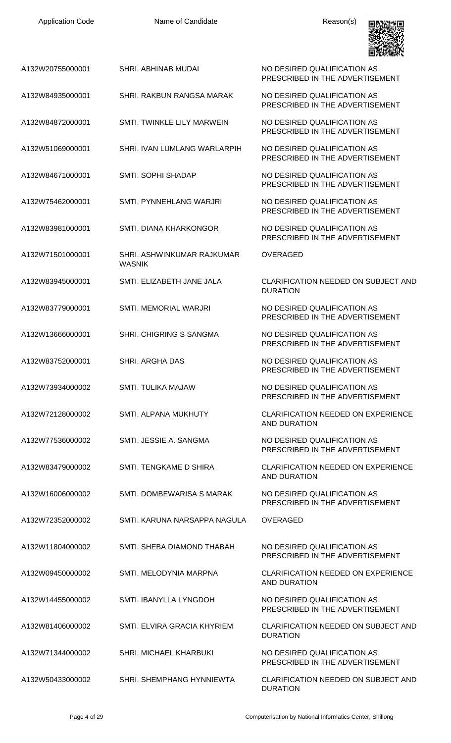| Application Code | Name of Candidate | Reason(s) |
| --- | --- | --- |
| A132W20755000001 | SHRI. ABHINAB MUDAI | NO DESIRED QUALIFICATION AS PRESCRIBED IN THE ADVERTISEMENT |
| A132W84935000001 | SHRI. RAKBUN RANGSA MARAK | NO DESIRED QUALIFICATION AS PRESCRIBED IN THE ADVERTISEMENT |
| A132W84872000001 | SMTI. TWINKLE LILY MARWEIN | NO DESIRED QUALIFICATION AS PRESCRIBED IN THE ADVERTISEMENT |
| A132W51069000001 | SHRI. IVAN LUMLANG WARLARPIH | NO DESIRED QUALIFICATION AS PRESCRIBED IN THE ADVERTISEMENT |
| A132W84671000001 | SMTI. SOPHI SHADAP | NO DESIRED QUALIFICATION AS PRESCRIBED IN THE ADVERTISEMENT |
| A132W75462000001 | SMTI. PYNNEHLANG WARJRI | NO DESIRED QUALIFICATION AS PRESCRIBED IN THE ADVERTISEMENT |
| A132W83981000001 | SMTI. DIANA KHARKONGOR | NO DESIRED QUALIFICATION AS PRESCRIBED IN THE ADVERTISEMENT |
| A132W71501000001 | SHRI. ASHWINKUMAR RAJKUMAR WASNIK | OVERAGED |
| A132W83945000001 | SMTI. ELIZABETH JANE JALA | CLARIFICATION NEEDED ON SUBJECT AND DURATION |
| A132W83779000001 | SMTI. MEMORIAL WARJRI | NO DESIRED QUALIFICATION AS PRESCRIBED IN THE ADVERTISEMENT |
| A132W13666000001 | SHRI. CHIGRING S SANGMA | NO DESIRED QUALIFICATION AS PRESCRIBED IN THE ADVERTISEMENT |
| A132W83752000001 | SHRI. ARGHA DAS | NO DESIRED QUALIFICATION AS PRESCRIBED IN THE ADVERTISEMENT |
| A132W73934000002 | SMTI. TULIKA MAJAW | NO DESIRED QUALIFICATION AS PRESCRIBED IN THE ADVERTISEMENT |
| A132W72128000002 | SMTI. ALPANA MUKHUTY | CLARIFICATION NEEDED ON EXPERIENCE AND DURATION |
| A132W77536000002 | SMTI. JESSIE A. SANGMA | NO DESIRED QUALIFICATION AS PRESCRIBED IN THE ADVERTISEMENT |
| A132W83479000002 | SMTI. TENGKAME D SHIRA | CLARIFICATION NEEDED ON EXPERIENCE AND DURATION |
| A132W16006000002 | SMTI. DOMBEWARISA S MARAK | NO DESIRED QUALIFICATION AS PRESCRIBED IN THE ADVERTISEMENT |
| A132W72352000002 | SMTI. KARUNA NARSAPPA NAGULA | OVERAGED |
| A132W11804000002 | SMTI. SHEBA DIAMOND THABAH | NO DESIRED QUALIFICATION AS PRESCRIBED IN THE ADVERTISEMENT |
| A132W09450000002 | SMTI. MELODYNIA MARPNA | CLARIFICATION NEEDED ON EXPERIENCE AND DURATION |
| A132W14455000002 | SMTI. IBANYLLA LYNGDOH | NO DESIRED QUALIFICATION AS PRESCRIBED IN THE ADVERTISEMENT |
| A132W81406000002 | SMTI. ELVIRA GRACIA KHYRIEM | CLARIFICATION NEEDED ON SUBJECT AND DURATION |
| A132W71344000002 | SHRI. MICHAEL KHARBUKI | NO DESIRED QUALIFICATION AS PRESCRIBED IN THE ADVERTISEMENT |
| A132W50433000002 | SHRI. SHEMPHANG HYNNIEWTA | CLARIFICATION NEEDED ON SUBJECT AND DURATION |

Computerisation by National Informatics Center, Shillong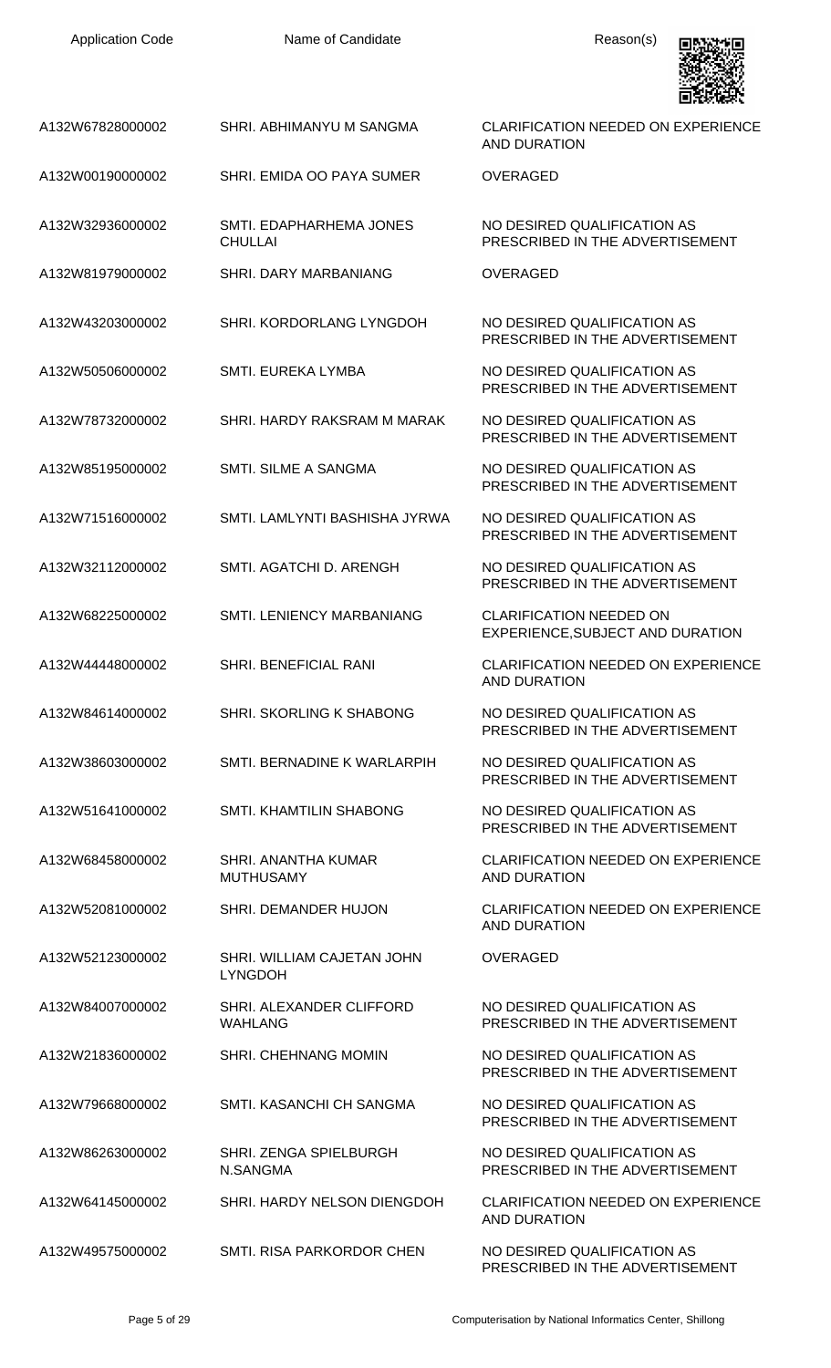| Application Code | Name of Candidate | Reason(s) |
|---|---|---|
| A132W67828000002 | SHRI. ABHIMANYU M SANGMA | CLARIFICATION NEEDED ON EXPERIENCE AND DURATION |
| A132W00190000002 | SHRI. EMIDA OO PAYA SUMER | OVERAGED |
| A132W32936000002 | SMTI. EDAPHARHEMA JONES CHULLAI | NO DESIRED QUALIFICATION AS PRESCRIBED IN THE ADVERTISEMENT |
| A132W81979000002 | SHRI. DARY MARBANIANG | OVERAGED |
| A132W43203000002 | SHRI. KORDORLANG LYNGDOH | NO DESIRED QUALIFICATION AS PRESCRIBED IN THE ADVERTISEMENT |
| A132W50506000002 | SMTI. EUREKA LYMBA | NO DESIRED QUALIFICATION AS PRESCRIBED IN THE ADVERTISEMENT |
| A132W78732000002 | SHRI. HARDY RAKSRAM M MARAK | NO DESIRED QUALIFICATION AS PRESCRIBED IN THE ADVERTISEMENT |
| A132W85195000002 | SMTI. SILME A SANGMA | NO DESIRED QUALIFICATION AS PRESCRIBED IN THE ADVERTISEMENT |
| A132W71516000002 | SMTI. LAMLYNTI BASHISHA JYRWA | NO DESIRED QUALIFICATION AS PRESCRIBED IN THE ADVERTISEMENT |
| A132W32112000002 | SMTI. AGATCHI D. ARENGH | NO DESIRED QUALIFICATION AS PRESCRIBED IN THE ADVERTISEMENT |
| A132W68225000002 | SMTI. LENIENCY MARBANIANG | CLARIFICATION NEEDED ON EXPERIENCE,SUBJECT AND DURATION |
| A132W44448000002 | SHRI. BENEFICIAL RANI | CLARIFICATION NEEDED ON EXPERIENCE AND DURATION |
| A132W84614000002 | SHRI. SKORLING K SHABONG | NO DESIRED QUALIFICATION AS PRESCRIBED IN THE ADVERTISEMENT |
| A132W38603000002 | SMTI. BERNADINE K WARLARPIH | NO DESIRED QUALIFICATION AS PRESCRIBED IN THE ADVERTISEMENT |
| A132W51641000002 | SMTI. KHAMTILIN SHABONG | NO DESIRED QUALIFICATION AS PRESCRIBED IN THE ADVERTISEMENT |
| A132W68458000002 | SHRI. ANANTHA KUMAR MUTHUSAMY | CLARIFICATION NEEDED ON EXPERIENCE AND DURATION |
| A132W52081000002 | SHRI. DEMANDER HUJON | CLARIFICATION NEEDED ON EXPERIENCE AND DURATION |
| A132W52123000002 | SHRI. WILLIAM CAJETAN JOHN LYNGDOH | OVERAGED |
| A132W84007000002 | SHRI. ALEXANDER CLIFFORD WAHLANG | NO DESIRED QUALIFICATION AS PRESCRIBED IN THE ADVERTISEMENT |
| A132W21836000002 | SHRI. CHEHNANG MOMIN | NO DESIRED QUALIFICATION AS PRESCRIBED IN THE ADVERTISEMENT |
| A132W79668000002 | SMTI. KASANCHI CH SANGMA | NO DESIRED QUALIFICATION AS PRESCRIBED IN THE ADVERTISEMENT |
| A132W86263000002 | SHRI. ZENGA SPIELBURGH N.SANGMA | NO DESIRED QUALIFICATION AS PRESCRIBED IN THE ADVERTISEMENT |
| A132W64145000002 | SHRI. HARDY NELSON DIENGDOH | CLARIFICATION NEEDED ON EXPERIENCE AND DURATION |
| A132W49575000002 | SMTI. RISA PARKORDOR CHEN | NO DESIRED QUALIFICATION AS PRESCRIBED IN THE ADVERTISEMENT |

Computerisation by National Informatics Center, Shillong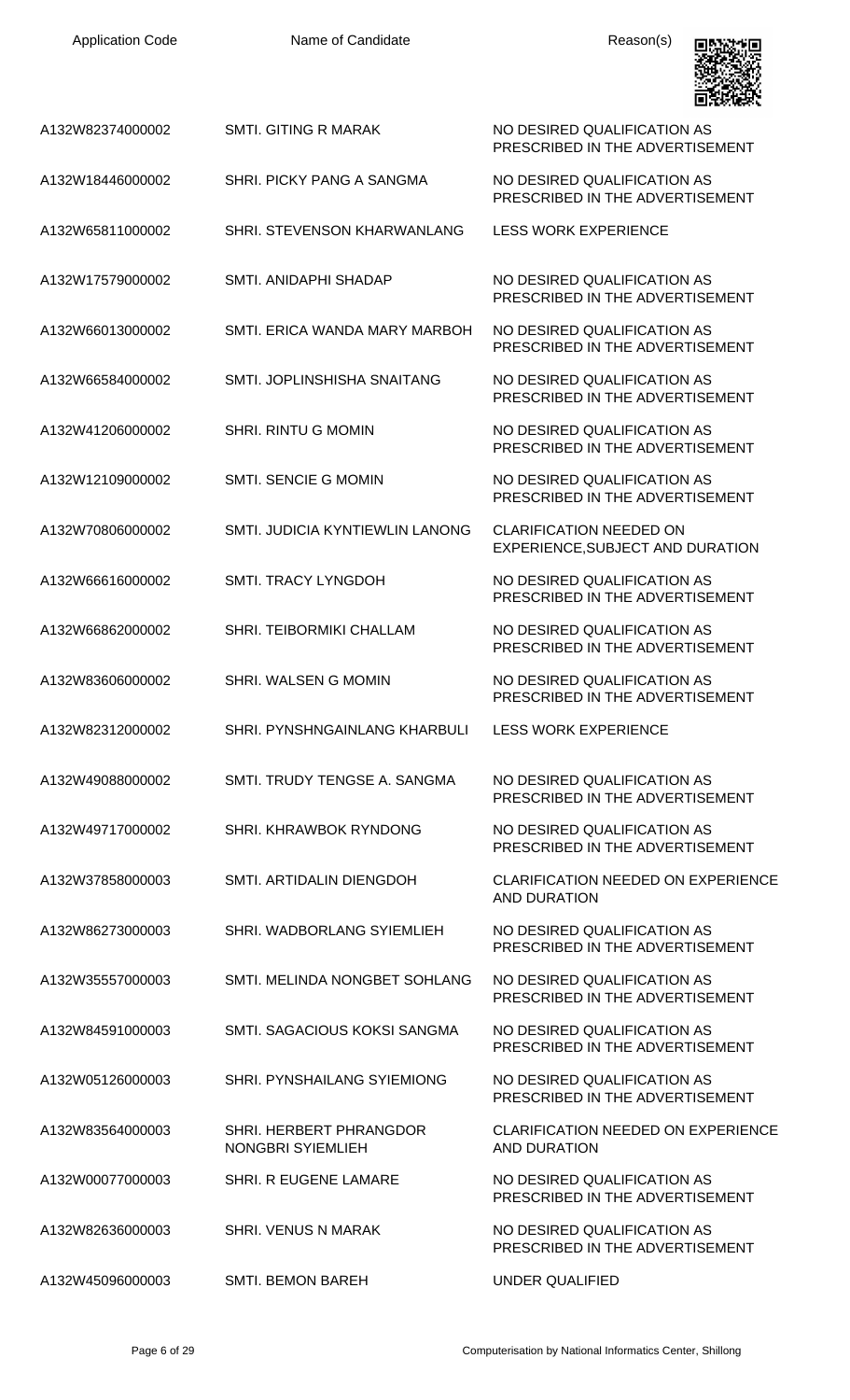| Application Code | Name of Candidate | Reason(s) |
|---|---|---|
| A132W82374000002 | SMTI. GITING R MARAK | NO DESIRED QUALIFICATION AS PRESCRIBED IN THE ADVERTISEMENT |
| A132W18446000002 | SHRI. PICKY PANG A SANGMA | NO DESIRED QUALIFICATION AS PRESCRIBED IN THE ADVERTISEMENT |
| A132W65811000002 | SHRI. STEVENSON KHARWANLANG | LESS WORK EXPERIENCE |
| A132W17579000002 | SMTI. ANIDAPHI SHADAP | NO DESIRED QUALIFICATION AS PRESCRIBED IN THE ADVERTISEMENT |
| A132W66013000002 | SMTI. ERICA WANDA MARY MARBOH | NO DESIRED QUALIFICATION AS PRESCRIBED IN THE ADVERTISEMENT |
| A132W66584000002 | SMTI. JOPLINSHISHA SNAITANG | NO DESIRED QUALIFICATION AS PRESCRIBED IN THE ADVERTISEMENT |
| A132W41206000002 | SHRI. RINTU G MOMIN | NO DESIRED QUALIFICATION AS PRESCRIBED IN THE ADVERTISEMENT |
| A132W12109000002 | SMTI. SENCIE G MOMIN | NO DESIRED QUALIFICATION AS PRESCRIBED IN THE ADVERTISEMENT |
| A132W70806000002 | SMTI. JUDICIA KYNTIEWLIN LANONG | CLARIFICATION NEEDED ON EXPERIENCE,SUBJECT AND DURATION |
| A132W66616000002 | SMTI. TRACY LYNGDOH | NO DESIRED QUALIFICATION AS PRESCRIBED IN THE ADVERTISEMENT |
| A132W66862000002 | SHRI. TEIBORMIKI CHALLAM | NO DESIRED QUALIFICATION AS PRESCRIBED IN THE ADVERTISEMENT |
| A132W83606000002 | SHRI. WALSEN G MOMIN | NO DESIRED QUALIFICATION AS PRESCRIBED IN THE ADVERTISEMENT |
| A132W82312000002 | SHRI. PYNSHNGAINLANG KHARBULI | LESS WORK EXPERIENCE |
| A132W49088000002 | SMTI. TRUDY TENGSE A. SANGMA | NO DESIRED QUALIFICATION AS PRESCRIBED IN THE ADVERTISEMENT |
| A132W49717000002 | SHRI. KHRAWBOK RYNDONG | NO DESIRED QUALIFICATION AS PRESCRIBED IN THE ADVERTISEMENT |
| A132W37858000003 | SMTI. ARTIDALIN DIENGDOH | CLARIFICATION NEEDED ON EXPERIENCE AND DURATION |
| A132W86273000003 | SHRI. WADBORLANG SYIEMLIEH | NO DESIRED QUALIFICATION AS PRESCRIBED IN THE ADVERTISEMENT |
| A132W35557000003 | SMTI. MELINDA NONGBET SOHLANG | NO DESIRED QUALIFICATION AS PRESCRIBED IN THE ADVERTISEMENT |
| A132W84591000003 | SMTI. SAGACIOUS KOKSI SANGMA | NO DESIRED QUALIFICATION AS PRESCRIBED IN THE ADVERTISEMENT |
| A132W05126000003 | SHRI. PYNSHAILANG SYIEMIONG | NO DESIRED QUALIFICATION AS PRESCRIBED IN THE ADVERTISEMENT |
| A132W83564000003 | SHRI. HERBERT PHRANGDOR NONGBRI SYIEMLIEH | CLARIFICATION NEEDED ON EXPERIENCE AND DURATION |
| A132W00077000003 | SHRI. R EUGENE LAMARE | NO DESIRED QUALIFICATION AS PRESCRIBED IN THE ADVERTISEMENT |
| A132W82636000003 | SHRI. VENUS N MARAK | NO DESIRED QUALIFICATION AS PRESCRIBED IN THE ADVERTISEMENT |
| A132W45096000003 | SMTI. BEMON BAREH | UNDER QUALIFIED |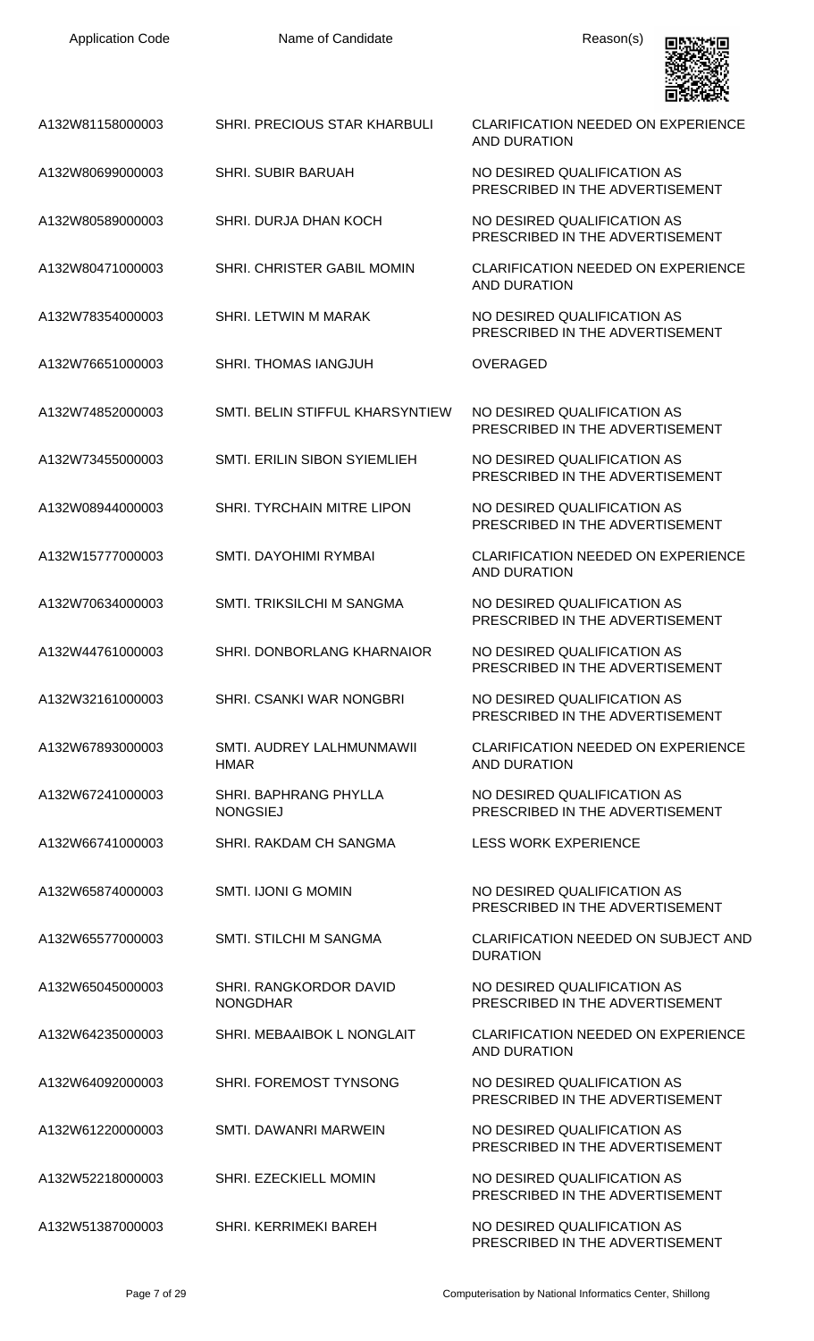| Application Code | Name of Candidate | Reason(s) |
|---|---|---|
| A132W81158000003 | SHRI. PRECIOUS STAR KHARBULI | CLARIFICATION NEEDED ON EXPERIENCE AND DURATION |
| A132W80699000003 | SHRI. SUBIR BARUAH | NO DESIRED QUALIFICATION AS PRESCRIBED IN THE ADVERTISEMENT |
| A132W80589000003 | SHRI. DURJA DHAN KOCH | NO DESIRED QUALIFICATION AS PRESCRIBED IN THE ADVERTISEMENT |
| A132W80471000003 | SHRI. CHRISTER GABIL MOMIN | CLARIFICATION NEEDED ON EXPERIENCE AND DURATION |
| A132W78354000003 | SHRI. LETWIN M MARAK | NO DESIRED QUALIFICATION AS PRESCRIBED IN THE ADVERTISEMENT |
| A132W76651000003 | SHRI. THOMAS IANGJUH | OVERAGED |
| A132W74852000003 | SMTI. BELIN STIFFUL KHARSYNTIEW | NO DESIRED QUALIFICATION AS PRESCRIBED IN THE ADVERTISEMENT |
| A132W73455000003 | SMTI. ERILIN SIBON SYIEMLIEH | NO DESIRED QUALIFICATION AS PRESCRIBED IN THE ADVERTISEMENT |
| A132W08944000003 | SHRI. TYRCHAIN MITRE LIPON | NO DESIRED QUALIFICATION AS PRESCRIBED IN THE ADVERTISEMENT |
| A132W15777000003 | SMTI. DAYOHIMI RYMBAI | CLARIFICATION NEEDED ON EXPERIENCE AND DURATION |
| A132W70634000003 | SMTI. TRIKSILCHI M SANGMA | NO DESIRED QUALIFICATION AS PRESCRIBED IN THE ADVERTISEMENT |
| A132W44761000003 | SHRI. DONBORLANG KHARNAIOR | NO DESIRED QUALIFICATION AS PRESCRIBED IN THE ADVERTISEMENT |
| A132W32161000003 | SHRI. CSANKI WAR NONGBRI | NO DESIRED QUALIFICATION AS PRESCRIBED IN THE ADVERTISEMENT |
| A132W67893000003 | SMTI. AUDREY LALHMUNMAWII HMAR | CLARIFICATION NEEDED ON EXPERIENCE AND DURATION |
| A132W67241000003 | SHRI. BAPHRANG PHYLLA NONGSIEJ | NO DESIRED QUALIFICATION AS PRESCRIBED IN THE ADVERTISEMENT |
| A132W66741000003 | SHRI. RAKDAM CH SANGMA | LESS WORK EXPERIENCE |
| A132W65874000003 | SMTI. IJONI G MOMIN | NO DESIRED QUALIFICATION AS PRESCRIBED IN THE ADVERTISEMENT |
| A132W65577000003 | SMTI. STILCHI M SANGMA | CLARIFICATION NEEDED ON SUBJECT AND DURATION |
| A132W65045000003 | SHRI. RANGKORDOR DAVID NONGDHAR | NO DESIRED QUALIFICATION AS PRESCRIBED IN THE ADVERTISEMENT |
| A132W64235000003 | SHRI. MEBAAIBOK L NONGLAIT | CLARIFICATION NEEDED ON EXPERIENCE AND DURATION |
| A132W64092000003 | SHRI. FOREMOST TYNSONG | NO DESIRED QUALIFICATION AS PRESCRIBED IN THE ADVERTISEMENT |
| A132W61220000003 | SMTI. DAWANRI MARWEIN | NO DESIRED QUALIFICATION AS PRESCRIBED IN THE ADVERTISEMENT |
| A132W52218000003 | SHRI. EZECKIELL MOMIN | NO DESIRED QUALIFICATION AS PRESCRIBED IN THE ADVERTISEMENT |
| A132W51387000003 | SHRI. KERRIMEKI BAREH | NO DESIRED QUALIFICATION AS PRESCRIBED IN THE ADVERTISEMENT |

Computerisation by National Informatics Center, Shillong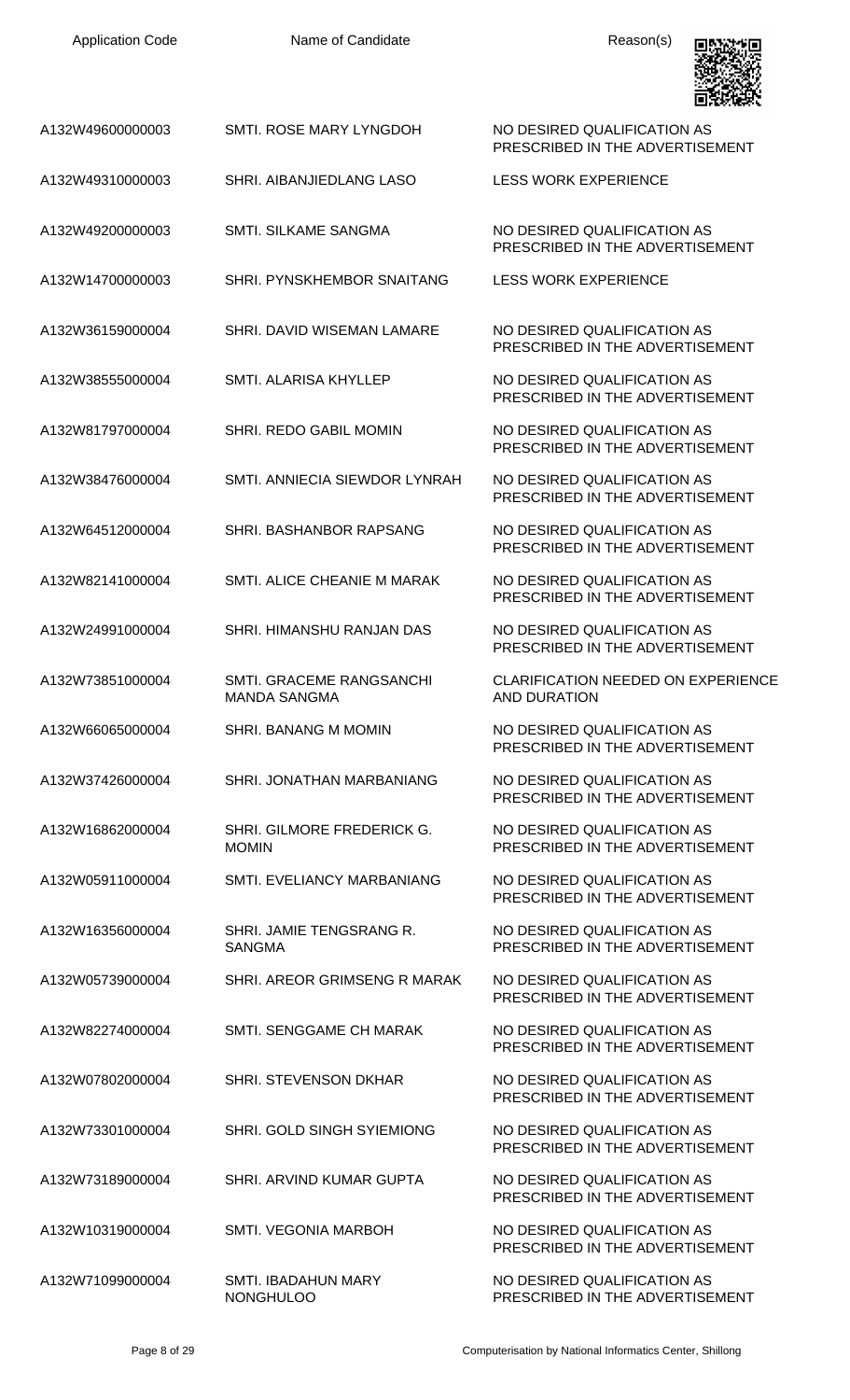| Application Code | Name of Candidate | Reason(s) |
| --- | --- | --- |
| A132W49600000003 | SMTI. ROSE MARY LYNGDOH | NO DESIRED QUALIFICATION AS PRESCRIBED IN THE ADVERTISEMENT |
| A132W49310000003 | SHRI. AIBANJIEDLANG LASO | LESS WORK EXPERIENCE |
| A132W49200000003 | SMTI. SILKAME SANGMA | NO DESIRED QUALIFICATION AS PRESCRIBED IN THE ADVERTISEMENT |
| A132W14700000003 | SHRI. PYNSKHEMBOR SNAITANG | LESS WORK EXPERIENCE |
| A132W36159000004 | SHRI. DAVID WISEMAN LAMARE | NO DESIRED QUALIFICATION AS PRESCRIBED IN THE ADVERTISEMENT |
| A132W38555000004 | SMTI. ALARISA KHYLLEP | NO DESIRED QUALIFICATION AS PRESCRIBED IN THE ADVERTISEMENT |
| A132W81797000004 | SHRI. REDO GABIL MOMIN | NO DESIRED QUALIFICATION AS PRESCRIBED IN THE ADVERTISEMENT |
| A132W38476000004 | SMTI. ANNIECIA SIEWDOR LYNRAH | NO DESIRED QUALIFICATION AS PRESCRIBED IN THE ADVERTISEMENT |
| A132W64512000004 | SHRI. BASHANBOR RAPSANG | NO DESIRED QUALIFICATION AS PRESCRIBED IN THE ADVERTISEMENT |
| A132W82141000004 | SMTI. ALICE CHEANIE M MARAK | NO DESIRED QUALIFICATION AS PRESCRIBED IN THE ADVERTISEMENT |
| A132W24991000004 | SHRI. HIMANSHU RANJAN DAS | NO DESIRED QUALIFICATION AS PRESCRIBED IN THE ADVERTISEMENT |
| A132W73851000004 | SMTI. GRACEME RANGSANCHI MANDA SANGMA | CLARIFICATION NEEDED ON EXPERIENCE AND DURATION |
| A132W66065000004 | SHRI. BANANG M MOMIN | NO DESIRED QUALIFICATION AS PRESCRIBED IN THE ADVERTISEMENT |
| A132W37426000004 | SHRI. JONATHAN MARBANIANG | NO DESIRED QUALIFICATION AS PRESCRIBED IN THE ADVERTISEMENT |
| A132W16862000004 | SHRI. GILMORE FREDERICK G. MOMIN | NO DESIRED QUALIFICATION AS PRESCRIBED IN THE ADVERTISEMENT |
| A132W05911000004 | SMTI. EVELIANCY MARBANIANG | NO DESIRED QUALIFICATION AS PRESCRIBED IN THE ADVERTISEMENT |
| A132W16356000004 | SHRI. JAMIE TENGSRANG R. SANGMA | NO DESIRED QUALIFICATION AS PRESCRIBED IN THE ADVERTISEMENT |
| A132W05739000004 | SHRI. AREOR GRIMSENG R MARAK | NO DESIRED QUALIFICATION AS PRESCRIBED IN THE ADVERTISEMENT |
| A132W82274000004 | SMTI. SENGGAME CH MARAK | NO DESIRED QUALIFICATION AS PRESCRIBED IN THE ADVERTISEMENT |
| A132W07802000004 | SHRI. STEVENSON DKHAR | NO DESIRED QUALIFICATION AS PRESCRIBED IN THE ADVERTISEMENT |
| A132W73301000004 | SHRI. GOLD SINGH SYIEMIONG | NO DESIRED QUALIFICATION AS PRESCRIBED IN THE ADVERTISEMENT |
| A132W73189000004 | SHRI. ARVIND KUMAR GUPTA | NO DESIRED QUALIFICATION AS PRESCRIBED IN THE ADVERTISEMENT |
| A132W10319000004 | SMTI. VEGONIA MARBOH | NO DESIRED QUALIFICATION AS PRESCRIBED IN THE ADVERTISEMENT |
| A132W71099000004 | SMTI. IBADAHUN MARY NONGHULOO | NO DESIRED QUALIFICATION AS PRESCRIBED IN THE ADVERTISEMENT |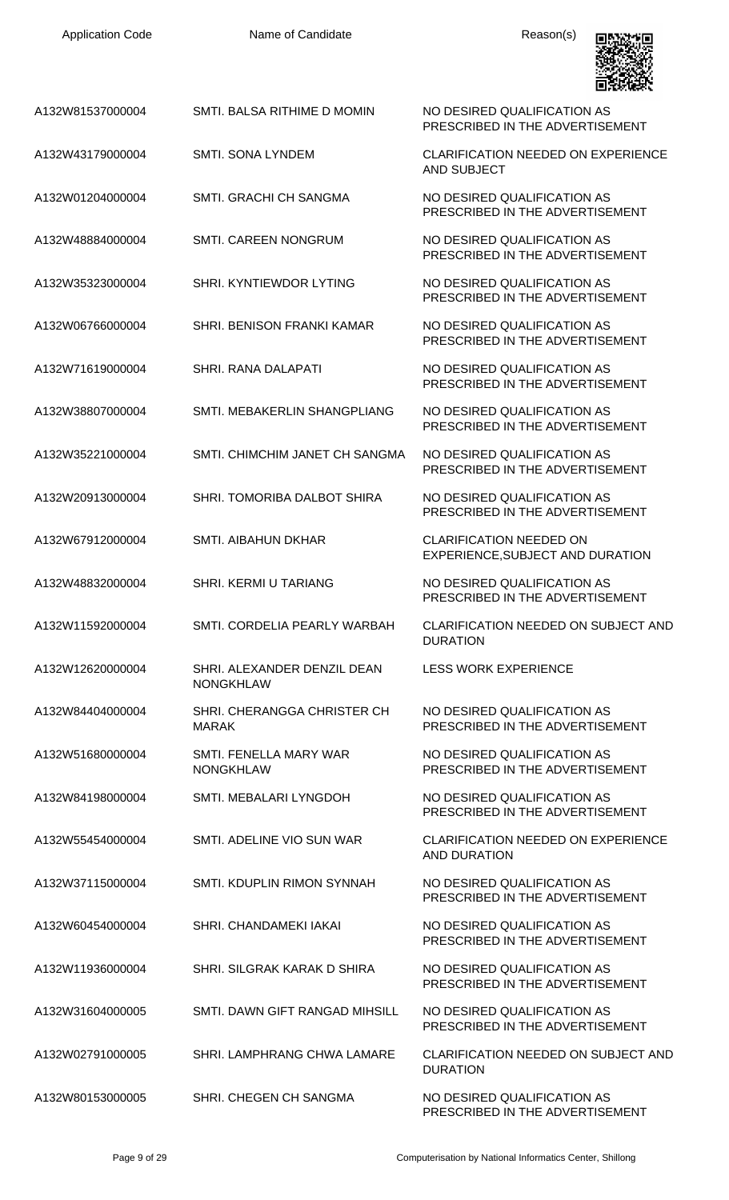| Application Code | Name of Candidate | Reason(s) |
|---|---|---|
| A132W81537000004 | SMTI. BALSA RITHIME D MOMIN | NO DESIRED QUALIFICATION AS PRESCRIBED IN THE ADVERTISEMENT |
| A132W43179000004 | SMTI. SONA LYNDEM | CLARIFICATION NEEDED ON EXPERIENCE AND SUBJECT |
| A132W01204000004 | SMTI. GRACHI CH SANGMA | NO DESIRED QUALIFICATION AS PRESCRIBED IN THE ADVERTISEMENT |
| A132W48884000004 | SMTI. CAREEN NONGRUM | NO DESIRED QUALIFICATION AS PRESCRIBED IN THE ADVERTISEMENT |
| A132W35323000004 | SHRI. KYNTIEWDOR LYTING | NO DESIRED QUALIFICATION AS PRESCRIBED IN THE ADVERTISEMENT |
| A132W06766000004 | SHRI. BENISON FRANKI KAMAR | NO DESIRED QUALIFICATION AS PRESCRIBED IN THE ADVERTISEMENT |
| A132W71619000004 | SHRI. RANA DALAPATI | NO DESIRED QUALIFICATION AS PRESCRIBED IN THE ADVERTISEMENT |
| A132W38807000004 | SMTI. MEBAKERLIN SHANGPLIANG | NO DESIRED QUALIFICATION AS PRESCRIBED IN THE ADVERTISEMENT |
| A132W35221000004 | SMTI. CHIMCHIM JANET CH SANGMA | NO DESIRED QUALIFICATION AS PRESCRIBED IN THE ADVERTISEMENT |
| A132W20913000004 | SHRI. TOMORIBA DALBOT SHIRA | NO DESIRED QUALIFICATION AS PRESCRIBED IN THE ADVERTISEMENT |
| A132W67912000004 | SMTI. AIBAHUN DKHAR | CLARIFICATION NEEDED ON EXPERIENCE,SUBJECT AND DURATION |
| A132W48832000004 | SHRI. KERMI U TARIANG | NO DESIRED QUALIFICATION AS PRESCRIBED IN THE ADVERTISEMENT |
| A132W11592000004 | SMTI. CORDELIA PEARLY WARBAH | CLARIFICATION NEEDED ON SUBJECT AND DURATION |
| A132W12620000004 | SHRI. ALEXANDER DENZIL DEAN NONGKHLAW | LESS WORK EXPERIENCE |
| A132W84404000004 | SHRI. CHERANGGA CHRISTER CH MARAK | NO DESIRED QUALIFICATION AS PRESCRIBED IN THE ADVERTISEMENT |
| A132W51680000004 | SMTI. FENELLA MARY WAR NONGKHLAW | NO DESIRED QUALIFICATION AS PRESCRIBED IN THE ADVERTISEMENT |
| A132W84198000004 | SMTI. MEBALARI LYNGDOH | NO DESIRED QUALIFICATION AS PRESCRIBED IN THE ADVERTISEMENT |
| A132W55454000004 | SMTI. ADELINE VIO SUN WAR | CLARIFICATION NEEDED ON EXPERIENCE AND DURATION |
| A132W37115000004 | SMTI. KDUPLIN RIMON SYNNAH | NO DESIRED QUALIFICATION AS PRESCRIBED IN THE ADVERTISEMENT |
| A132W60454000004 | SHRI. CHANDAMEKI IAKAI | NO DESIRED QUALIFICATION AS PRESCRIBED IN THE ADVERTISEMENT |
| A132W11936000004 | SHRI. SILGRAK KARAK D SHIRA | NO DESIRED QUALIFICATION AS PRESCRIBED IN THE ADVERTISEMENT |
| A132W31604000005 | SMTI. DAWN GIFT RANGAD MIHSILL | NO DESIRED QUALIFICATION AS PRESCRIBED IN THE ADVERTISEMENT |
| A132W02791000005 | SHRI. LAMPHRANG CHWA LAMARE | CLARIFICATION NEEDED ON SUBJECT AND DURATION |
| A132W80153000005 | SHRI. CHEGEN CH SANGMA | NO DESIRED QUALIFICATION AS PRESCRIBED IN THE ADVERTISEMENT |

Computerisation by National Informatics Center, Shillong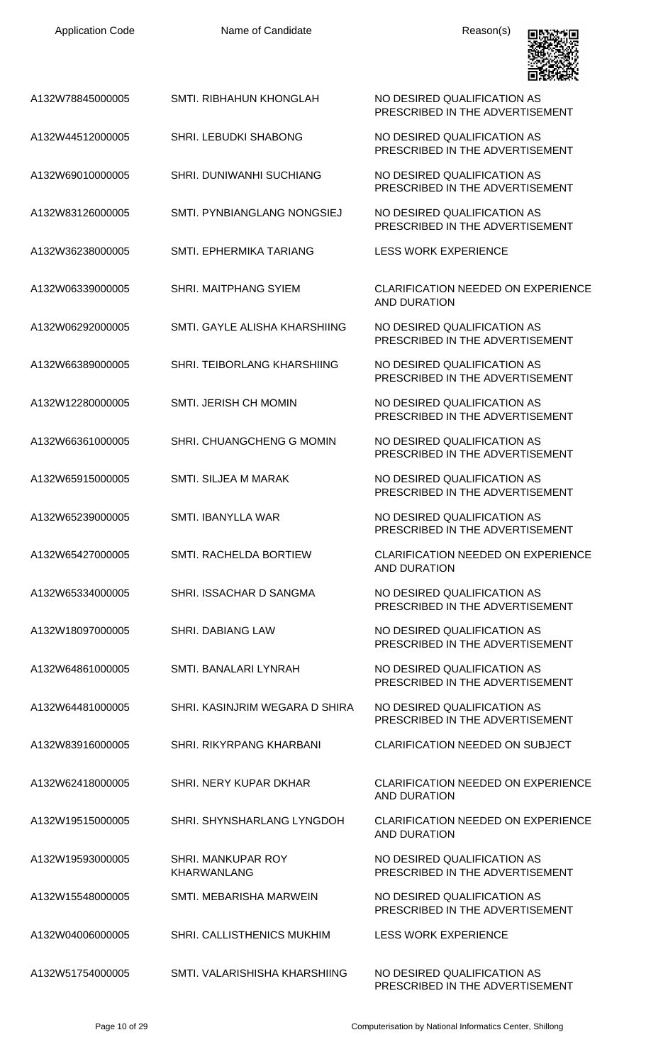| Application Code | Name of Candidate | Reason(s) |
| --- | --- | --- |
| A132W78845000005 | SMTI. RIBHAHUN KHONGLAH | NO DESIRED QUALIFICATION AS PRESCRIBED IN THE ADVERTISEMENT |
| A132W44512000005 | SHRI. LEBUDKI SHABONG | NO DESIRED QUALIFICATION AS PRESCRIBED IN THE ADVERTISEMENT |
| A132W69010000005 | SHRI. DUNIWANHI SUCHIANG | NO DESIRED QUALIFICATION AS PRESCRIBED IN THE ADVERTISEMENT |
| A132W83126000005 | SMTI. PYNBIANGLANG NONGSIEJ | NO DESIRED QUALIFICATION AS PRESCRIBED IN THE ADVERTISEMENT |
| A132W36238000005 | SMTI. EPHERMIKA TARIANG | LESS WORK EXPERIENCE |
| A132W06339000005 | SHRI. MAITPHANG SYIEM | CLARIFICATION NEEDED ON EXPERIENCE AND DURATION |
| A132W06292000005 | SMTI. GAYLE ALISHA KHARSHIING | NO DESIRED QUALIFICATION AS PRESCRIBED IN THE ADVERTISEMENT |
| A132W66389000005 | SHRI. TEIBORLANG KHARSHIING | NO DESIRED QUALIFICATION AS PRESCRIBED IN THE ADVERTISEMENT |
| A132W12280000005 | SMTI. JERISH CH MOMIN | NO DESIRED QUALIFICATION AS PRESCRIBED IN THE ADVERTISEMENT |
| A132W66361000005 | SHRI. CHUANGCHENG G MOMIN | NO DESIRED QUALIFICATION AS PRESCRIBED IN THE ADVERTISEMENT |
| A132W65915000005 | SMTI. SILJEA M MARAK | NO DESIRED QUALIFICATION AS PRESCRIBED IN THE ADVERTISEMENT |
| A132W65239000005 | SMTI. IBANYLLA WAR | NO DESIRED QUALIFICATION AS PRESCRIBED IN THE ADVERTISEMENT |
| A132W65427000005 | SMTI. RACHELDA BORTIEW | CLARIFICATION NEEDED ON EXPERIENCE AND DURATION |
| A132W65334000005 | SHRI. ISSACHAR D SANGMA | NO DESIRED QUALIFICATION AS PRESCRIBED IN THE ADVERTISEMENT |
| A132W18097000005 | SHRI. DABIANG LAW | NO DESIRED QUALIFICATION AS PRESCRIBED IN THE ADVERTISEMENT |
| A132W64861000005 | SMTI. BANALARI LYNRAH | NO DESIRED QUALIFICATION AS PRESCRIBED IN THE ADVERTISEMENT |
| A132W64481000005 | SHRI. KASINJRIM WEGARA D SHIRA | NO DESIRED QUALIFICATION AS PRESCRIBED IN THE ADVERTISEMENT |
| A132W83916000005 | SHRI. RIKYRPANG KHARBANI | CLARIFICATION NEEDED ON SUBJECT |
| A132W62418000005 | SHRI. NERY KUPAR DKHAR | CLARIFICATION NEEDED ON EXPERIENCE AND DURATION |
| A132W19515000005 | SHRI. SHYNSHARLANG LYNGDOH | CLARIFICATION NEEDED ON EXPERIENCE AND DURATION |
| A132W19593000005 | SHRI. MANKUPAR ROY KHARWANLANG | NO DESIRED QUALIFICATION AS PRESCRIBED IN THE ADVERTISEMENT |
| A132W15548000005 | SMTI. MEBARISHA MARWEIN | NO DESIRED QUALIFICATION AS PRESCRIBED IN THE ADVERTISEMENT |
| A132W04006000005 | SHRI. CALLISTHENICS MUKHIM | LESS WORK EXPERIENCE |
| A132W51754000005 | SMTI. VALARISHISHA KHARSHIING | NO DESIRED QUALIFICATION AS PRESCRIBED IN THE ADVERTISEMENT |

Computerisation by National Informatics Center, Shillong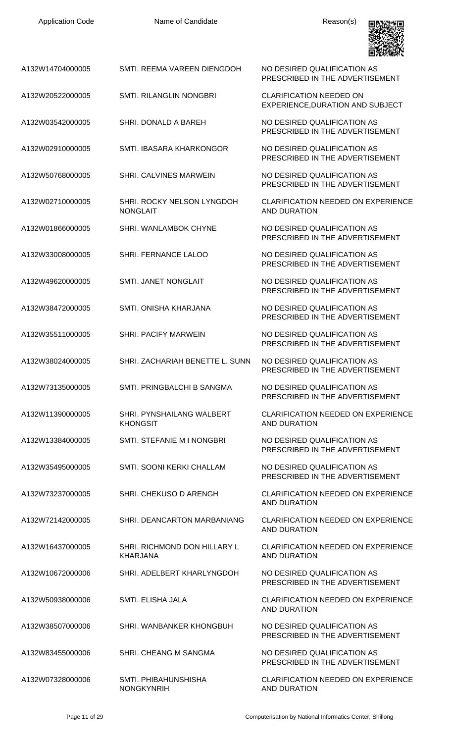| Application Code | Name of Candidate | Reason(s) |
|---|---|---|
| A132W14704000005 | SMTI. REEMA VAREEN DIENGDOH | NO DESIRED QUALIFICATION AS PRESCRIBED IN THE ADVERTISEMENT |
| A132W20522000005 | SMTI. RILANGLIN NONGBRI | CLARIFICATION NEEDED ON EXPERIENCE,DURATION AND SUBJECT |
| A132W03542000005 | SHRI. DONALD A BAREH | NO DESIRED QUALIFICATION AS PRESCRIBED IN THE ADVERTISEMENT |
| A132W02910000005 | SMTI. IBASARA KHARKONGOR | NO DESIRED QUALIFICATION AS PRESCRIBED IN THE ADVERTISEMENT |
| A132W50768000005 | SHRI. CALVINES MARWEIN | NO DESIRED QUALIFICATION AS PRESCRIBED IN THE ADVERTISEMENT |
| A132W02710000005 | SHRI. ROCKY NELSON LYNGDOH NONGLAIT | CLARIFICATION NEEDED ON EXPERIENCE AND DURATION |
| A132W01866000005 | SHRI. WANLAMBOK CHYNE | NO DESIRED QUALIFICATION AS PRESCRIBED IN THE ADVERTISEMENT |
| A132W33008000005 | SHRI. FERNANCE LALOO | NO DESIRED QUALIFICATION AS PRESCRIBED IN THE ADVERTISEMENT |
| A132W49620000005 | SMTI. JANET NONGLAIT | NO DESIRED QUALIFICATION AS PRESCRIBED IN THE ADVERTISEMENT |
| A132W38472000005 | SMTI. ONISHA KHARJANA | NO DESIRED QUALIFICATION AS PRESCRIBED IN THE ADVERTISEMENT |
| A132W35511000005 | SHRI. PACIFY MARWEIN | NO DESIRED QUALIFICATION AS PRESCRIBED IN THE ADVERTISEMENT |
| A132W38024000005 | SHRI. ZACHARIAH BENETTE L. SUNN | NO DESIRED QUALIFICATION AS PRESCRIBED IN THE ADVERTISEMENT |
| A132W73135000005 | SMTI. PRINGBALCHI B SANGMA | NO DESIRED QUALIFICATION AS PRESCRIBED IN THE ADVERTISEMENT |
| A132W11390000005 | SHRI. PYNSHAILANG WALBERT KHONGSIT | CLARIFICATION NEEDED ON EXPERIENCE AND DURATION |
| A132W13384000005 | SMTI. STEFANIE M I NONGBRI | NO DESIRED QUALIFICATION AS PRESCRIBED IN THE ADVERTISEMENT |
| A132W35495000005 | SMTI. SOONI KERKI CHALLAM | NO DESIRED QUALIFICATION AS PRESCRIBED IN THE ADVERTISEMENT |
| A132W73237000005 | SHRI. CHEKUSO D ARENGH | CLARIFICATION NEEDED ON EXPERIENCE AND DURATION |
| A132W72142000005 | SHRI. DEANCARTON MARBANIANG | CLARIFICATION NEEDED ON EXPERIENCE AND DURATION |
| A132W16437000005 | SHRI. RICHMOND DON HILLARY L KHARJANA | CLARIFICATION NEEDED ON EXPERIENCE AND DURATION |
| A132W10672000006 | SHRI. ADELBERT KHARLYNGDOH | NO DESIRED QUALIFICATION AS PRESCRIBED IN THE ADVERTISEMENT |
| A132W50938000006 | SMTI. ELISHA JALA | CLARIFICATION NEEDED ON EXPERIENCE AND DURATION |
| A132W38507000006 | SHRI. WANBANKER KHONGBUH | NO DESIRED QUALIFICATION AS PRESCRIBED IN THE ADVERTISEMENT |
| A132W83455000006 | SHRI. CHEANG M SANGMA | NO DESIRED QUALIFICATION AS PRESCRIBED IN THE ADVERTISEMENT |
| A132W07328000006 | SMTI. PHIBAHUNSHISHA NONGKYNRIH | CLARIFICATION NEEDED ON EXPERIENCE AND DURATION |

Computerisation by National Informatics Center, Shillong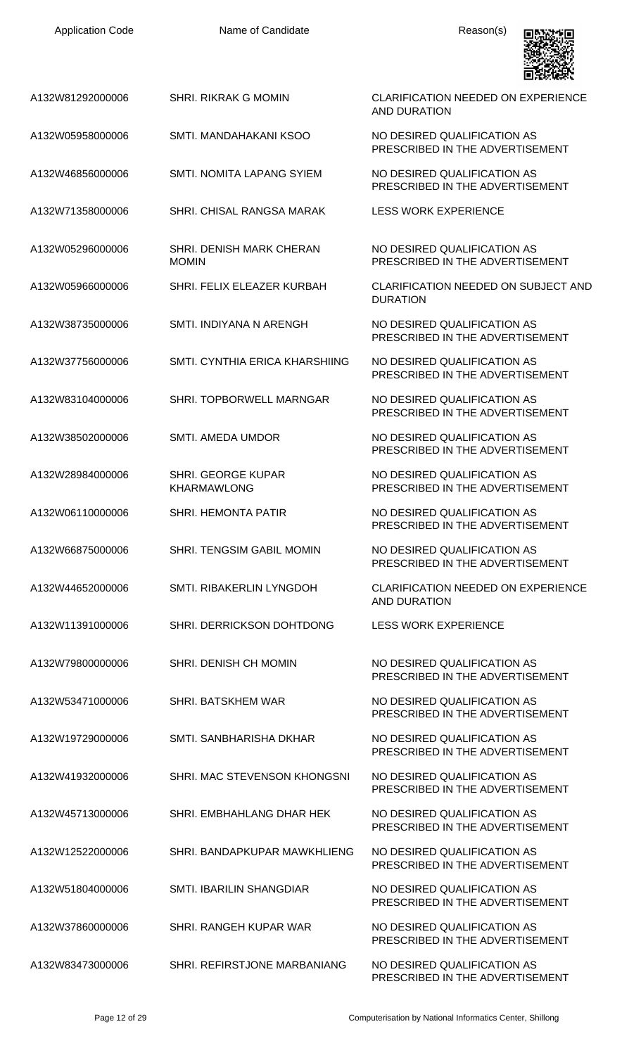| Application Code | Name of Candidate | Reason(s) |
| --- | --- | --- |
| A132W81292000006 | SHRI. RIKRAK G MOMIN | CLARIFICATION NEEDED ON EXPERIENCE AND DURATION |
| A132W05958000006 | SMTI. MANDAHAKANI KSOO | NO DESIRED QUALIFICATION AS PRESCRIBED IN THE ADVERTISEMENT |
| A132W46856000006 | SMTI. NOMITA LAPANG SYIEM | NO DESIRED QUALIFICATION AS PRESCRIBED IN THE ADVERTISEMENT |
| A132W71358000006 | SHRI. CHISAL RANGSA MARAK | LESS WORK EXPERIENCE |
| A132W05296000006 | SHRI. DENISH MARK CHERAN MOMIN | NO DESIRED QUALIFICATION AS PRESCRIBED IN THE ADVERTISEMENT |
| A132W05966000006 | SHRI. FELIX ELEAZER KURBAH | CLARIFICATION NEEDED ON SUBJECT AND DURATION |
| A132W38735000006 | SMTI. INDIYANA N ARENGH | NO DESIRED QUALIFICATION AS PRESCRIBED IN THE ADVERTISEMENT |
| A132W37756000006 | SMTI. CYNTHIA ERICA KHARSHIING | NO DESIRED QUALIFICATION AS PRESCRIBED IN THE ADVERTISEMENT |
| A132W83104000006 | SHRI. TOPBORWELL MARNGAR | NO DESIRED QUALIFICATION AS PRESCRIBED IN THE ADVERTISEMENT |
| A132W38502000006 | SMTI. AMEDA UMDOR | NO DESIRED QUALIFICATION AS PRESCRIBED IN THE ADVERTISEMENT |
| A132W28984000006 | SHRI. GEORGE KUPAR KHARMAWLONG | NO DESIRED QUALIFICATION AS PRESCRIBED IN THE ADVERTISEMENT |
| A132W06110000006 | SHRI. HEMONTA PATIR | NO DESIRED QUALIFICATION AS PRESCRIBED IN THE ADVERTISEMENT |
| A132W66875000006 | SHRI. TENGSIM GABIL MOMIN | NO DESIRED QUALIFICATION AS PRESCRIBED IN THE ADVERTISEMENT |
| A132W44652000006 | SMTI. RIBAKERLIN LYNGDOH | CLARIFICATION NEEDED ON EXPERIENCE AND DURATION |
| A132W11391000006 | SHRI. DERRICKSON DOHTDONG | LESS WORK EXPERIENCE |
| A132W79800000006 | SHRI. DENISH CH MOMIN | NO DESIRED QUALIFICATION AS PRESCRIBED IN THE ADVERTISEMENT |
| A132W53471000006 | SHRI. BATSKHEM WAR | NO DESIRED QUALIFICATION AS PRESCRIBED IN THE ADVERTISEMENT |
| A132W19729000006 | SMTI. SANBHARISHA DKHAR | NO DESIRED QUALIFICATION AS PRESCRIBED IN THE ADVERTISEMENT |
| A132W41932000006 | SHRI. MAC STEVENSON KHONGSNI | NO DESIRED QUALIFICATION AS PRESCRIBED IN THE ADVERTISEMENT |
| A132W45713000006 | SHRI. EMBHAHLANG DHAR HEK | NO DESIRED QUALIFICATION AS PRESCRIBED IN THE ADVERTISEMENT |
| A132W12522000006 | SHRI. BANDAPKUPAR MAWKHLIENG | NO DESIRED QUALIFICATION AS PRESCRIBED IN THE ADVERTISEMENT |
| A132W51804000006 | SMTI. IBARILIN SHANGDIAR | NO DESIRED QUALIFICATION AS PRESCRIBED IN THE ADVERTISEMENT |
| A132W37860000006 | SHRI. RANGEH KUPAR WAR | NO DESIRED QUALIFICATION AS PRESCRIBED IN THE ADVERTISEMENT |
| A132W83473000006 | SHRI. REFIRSTJONE MARBANIANG | NO DESIRED QUALIFICATION AS PRESCRIBED IN THE ADVERTISEMENT |

Computerisation by National Informatics Center, Shillong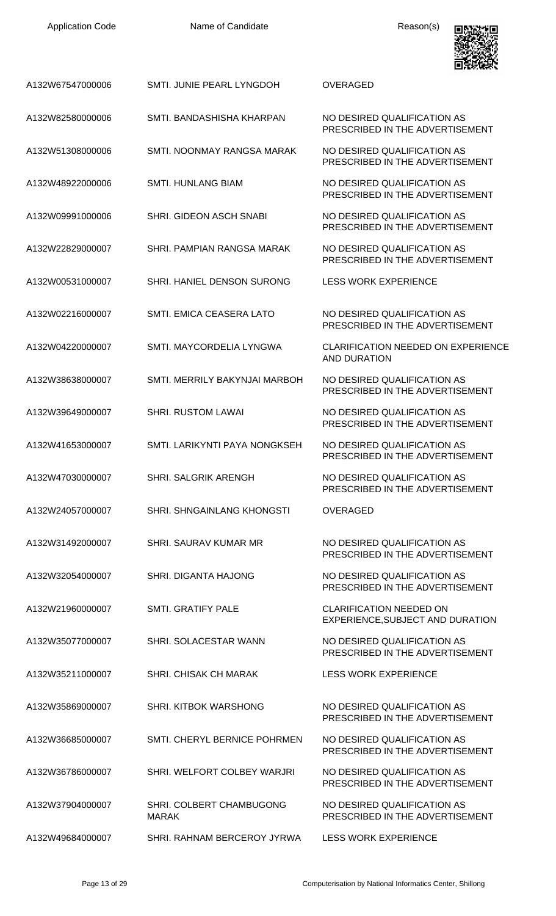| Application Code | Name of Candidate | Reason(s) |
|---|---|---|
| A132W67547000006 | SMTI. JUNIE PEARL LYNGDOH | OVERAGED |
| A132W82580000006 | SMTI. BANDASHISHA KHARPAN | NO DESIRED QUALIFICATION AS PRESCRIBED IN THE ADVERTISEMENT |
| A132W51308000006 | SMTI. NOONMAY RANGSA MARAK | NO DESIRED QUALIFICATION AS PRESCRIBED IN THE ADVERTISEMENT |
| A132W48922000006 | SMTI. HUNLANG BIAM | NO DESIRED QUALIFICATION AS PRESCRIBED IN THE ADVERTISEMENT |
| A132W09991000006 | SHRI. GIDEON ASCH SNABI | NO DESIRED QUALIFICATION AS PRESCRIBED IN THE ADVERTISEMENT |
| A132W22829000007 | SHRI. PAMPIAN RANGSA MARAK | NO DESIRED QUALIFICATION AS PRESCRIBED IN THE ADVERTISEMENT |
| A132W00531000007 | SHRI. HANIEL DENSON SURONG | LESS WORK EXPERIENCE |
| A132W02216000007 | SMTI. EMICA CEASERA LATO | NO DESIRED QUALIFICATION AS PRESCRIBED IN THE ADVERTISEMENT |
| A132W04220000007 | SMTI. MAYCORDELIA LYNGWA | CLARIFICATION NEEDED ON EXPERIENCE AND DURATION |
| A132W38638000007 | SMTI. MERRILY BAKYNJAI MARBOH | NO DESIRED QUALIFICATION AS PRESCRIBED IN THE ADVERTISEMENT |
| A132W39649000007 | SHRI. RUSTOM LAWAI | NO DESIRED QUALIFICATION AS PRESCRIBED IN THE ADVERTISEMENT |
| A132W41653000007 | SMTI. LARIKYNTI PAYA NONGKSEH | NO DESIRED QUALIFICATION AS PRESCRIBED IN THE ADVERTISEMENT |
| A132W47030000007 | SHRI. SALGRIK ARENGH | NO DESIRED QUALIFICATION AS PRESCRIBED IN THE ADVERTISEMENT |
| A132W24057000007 | SHRI. SHNGAINLANG KHONGSTI | OVERAGED |
| A132W31492000007 | SHRI. SAURAV KUMAR MR | NO DESIRED QUALIFICATION AS PRESCRIBED IN THE ADVERTISEMENT |
| A132W32054000007 | SHRI. DIGANTA HAJONG | NO DESIRED QUALIFICATION AS PRESCRIBED IN THE ADVERTISEMENT |
| A132W21960000007 | SMTI. GRATIFY PALE | CLARIFICATION NEEDED ON EXPERIENCE,SUBJECT AND DURATION |
| A132W35077000007 | SHRI. SOLACESTAR WANN | NO DESIRED QUALIFICATION AS PRESCRIBED IN THE ADVERTISEMENT |
| A132W35211000007 | SHRI. CHISAK CH MARAK | LESS WORK EXPERIENCE |
| A132W35869000007 | SHRI. KITBOK WARSHONG | NO DESIRED QUALIFICATION AS PRESCRIBED IN THE ADVERTISEMENT |
| A132W36685000007 | SMTI. CHERYL BERNICE POHRMEN | NO DESIRED QUALIFICATION AS PRESCRIBED IN THE ADVERTISEMENT |
| A132W36786000007 | SHRI. WELFORT COLBEY WARJRI | NO DESIRED QUALIFICATION AS PRESCRIBED IN THE ADVERTISEMENT |
| A132W37904000007 | SHRI. COLBERT CHAMBUGONG MARAK | NO DESIRED QUALIFICATION AS PRESCRIBED IN THE ADVERTISEMENT |
| A132W49684000007 | SHRI. RAHNAM BERCEROY JYRWA | LESS WORK EXPERIENCE |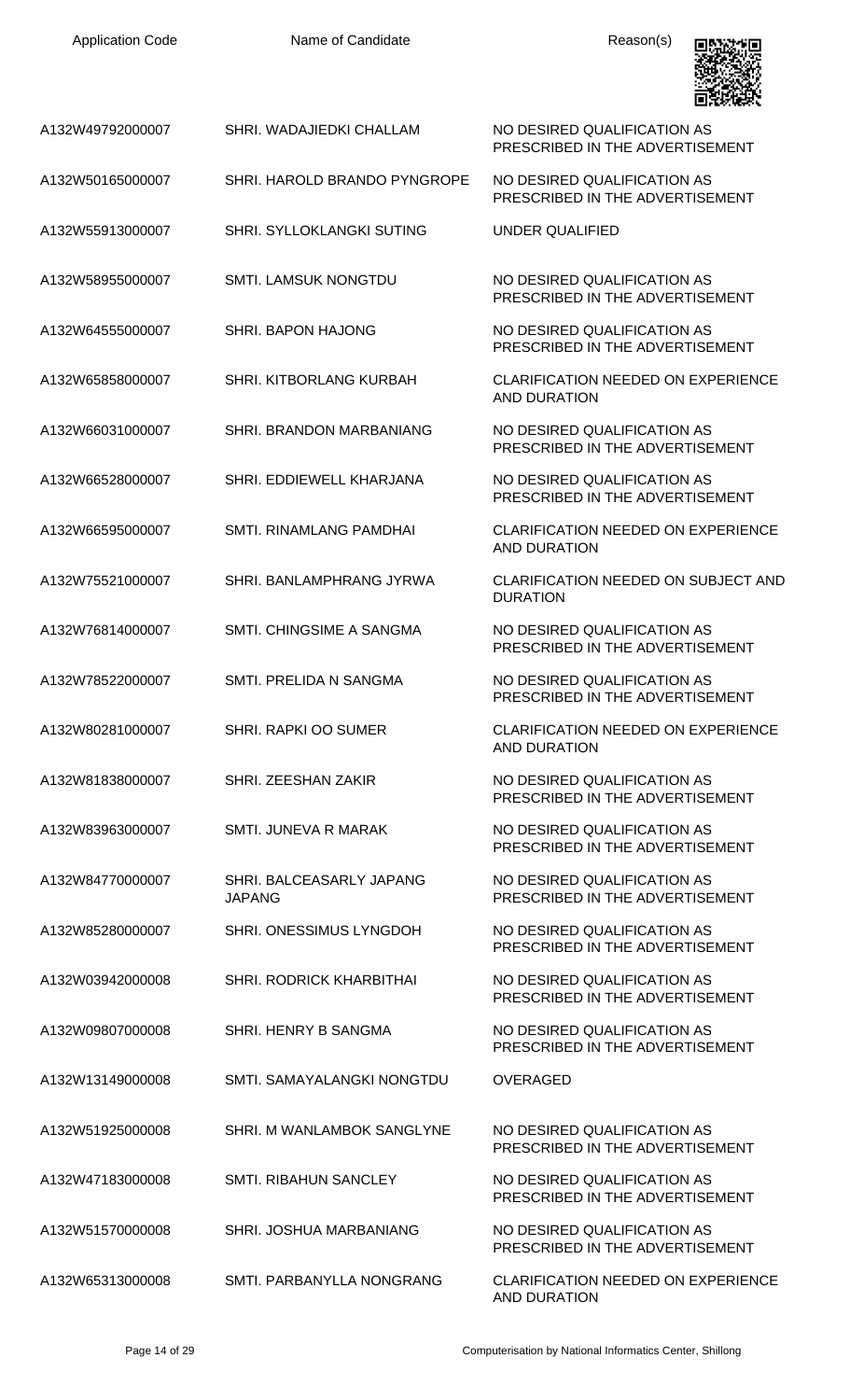| Application Code | Name of Candidate | Reason(s) |
| --- | --- | --- |
| A132W49792000007 | SHRI. WADAJIEDKI CHALLAM | NO DESIRED QUALIFICATION AS PRESCRIBED IN THE ADVERTISEMENT |
| A132W50165000007 | SHRI. HAROLD BRANDO PYNGROPE | NO DESIRED QUALIFICATION AS PRESCRIBED IN THE ADVERTISEMENT |
| A132W55913000007 | SHRI. SYLLOKLANGKI SUTING | UNDER QUALIFIED |
| A132W58955000007 | SMTI. LAMSUK NONGTDU | NO DESIRED QUALIFICATION AS PRESCRIBED IN THE ADVERTISEMENT |
| A132W64555000007 | SHRI. BAPON HAJONG | NO DESIRED QUALIFICATION AS PRESCRIBED IN THE ADVERTISEMENT |
| A132W65858000007 | SHRI. KITBORLANG KURBAH | CLARIFICATION NEEDED ON EXPERIENCE AND DURATION |
| A132W66031000007 | SHRI. BRANDON MARBANIANG | NO DESIRED QUALIFICATION AS PRESCRIBED IN THE ADVERTISEMENT |
| A132W66528000007 | SHRI. EDDIEWELL KHARJANA | NO DESIRED QUALIFICATION AS PRESCRIBED IN THE ADVERTISEMENT |
| A132W66595000007 | SMTI. RINAMLANG PAMDHAI | CLARIFICATION NEEDED ON EXPERIENCE AND DURATION |
| A132W75521000007 | SHRI. BANLAMPHRANG JYRWA | CLARIFICATION NEEDED ON SUBJECT AND DURATION |
| A132W76814000007 | SMTI. CHINGSIME A SANGMA | NO DESIRED QUALIFICATION AS PRESCRIBED IN THE ADVERTISEMENT |
| A132W78522000007 | SMTI. PRELIDA N SANGMA | NO DESIRED QUALIFICATION AS PRESCRIBED IN THE ADVERTISEMENT |
| A132W80281000007 | SHRI. RAPKI OO SUMER | CLARIFICATION NEEDED ON EXPERIENCE AND DURATION |
| A132W81838000007 | SHRI. ZEESHAN ZAKIR | NO DESIRED QUALIFICATION AS PRESCRIBED IN THE ADVERTISEMENT |
| A132W83963000007 | SMTI. JUNEVA R MARAK | NO DESIRED QUALIFICATION AS PRESCRIBED IN THE ADVERTISEMENT |
| A132W84770000007 | SHRI. BALCEASARLY JAPANG JAPANG | NO DESIRED QUALIFICATION AS PRESCRIBED IN THE ADVERTISEMENT |
| A132W85280000007 | SHRI. ONESSIMUS LYNGDOH | NO DESIRED QUALIFICATION AS PRESCRIBED IN THE ADVERTISEMENT |
| A132W03942000008 | SHRI. RODRICK KHARBITHAI | NO DESIRED QUALIFICATION AS PRESCRIBED IN THE ADVERTISEMENT |
| A132W09807000008 | SHRI. HENRY B SANGMA | NO DESIRED QUALIFICATION AS PRESCRIBED IN THE ADVERTISEMENT |
| A132W13149000008 | SMTI. SAMAYALANGKI NONGTDU | OVERAGED |
| A132W51925000008 | SHRI. M WANLAMBOK SANGLYNE | NO DESIRED QUALIFICATION AS PRESCRIBED IN THE ADVERTISEMENT |
| A132W47183000008 | SMTI. RIBAHUN SANCLEY | NO DESIRED QUALIFICATION AS PRESCRIBED IN THE ADVERTISEMENT |
| A132W51570000008 | SHRI. JOSHUA MARBANIANG | NO DESIRED QUALIFICATION AS PRESCRIBED IN THE ADVERTISEMENT |
| A132W65313000008 | SMTI. PARBANYLLA NONGRANG | CLARIFICATION NEEDED ON EXPERIENCE AND DURATION |

Computerisation by National Informatics Center, Shillong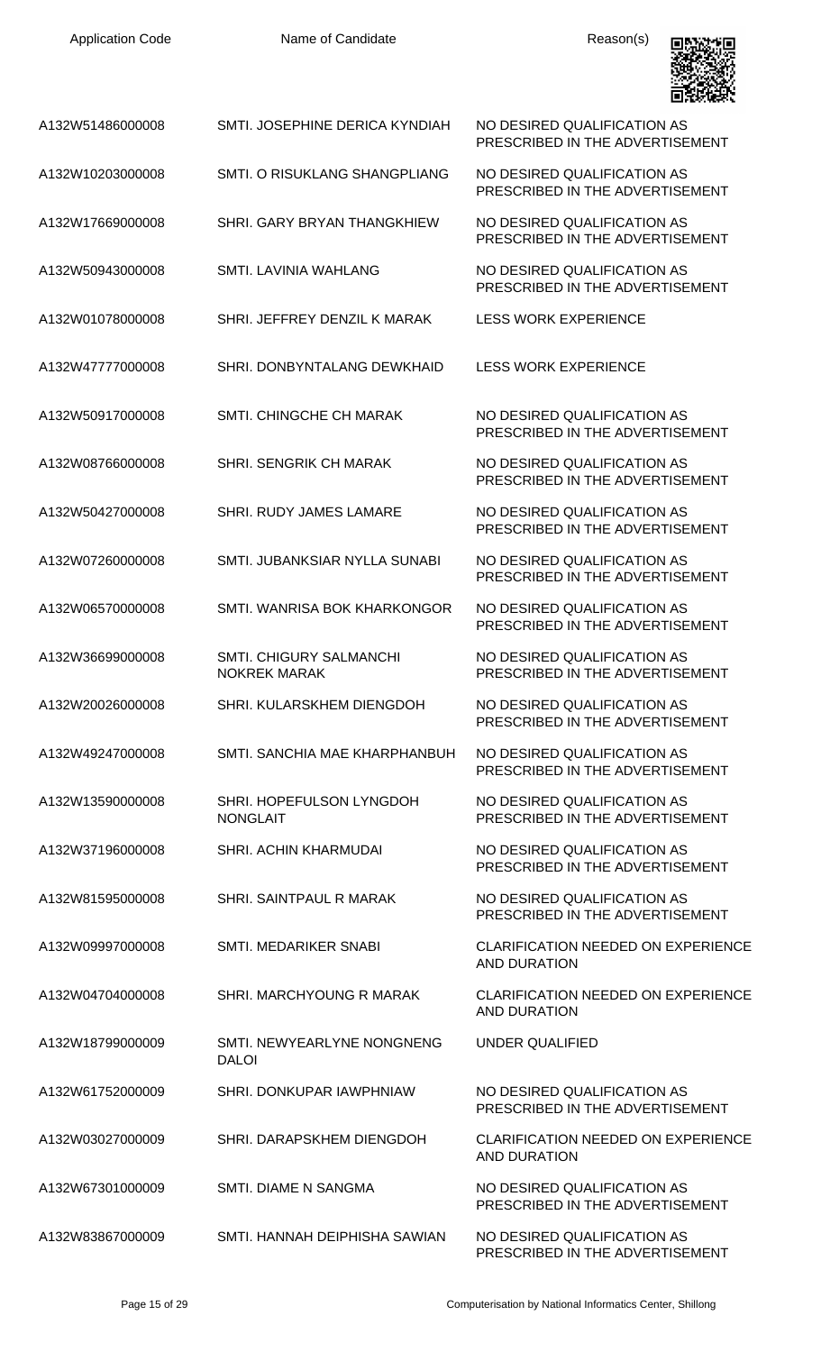| Application Code | Name of Candidate | Reason(s) |
| --- | --- | --- |
| A132W51486000008 | SMTI. JOSEPHINE DERICA KYNDIAH | NO DESIRED QUALIFICATION AS PRESCRIBED IN THE ADVERTISEMENT |
| A132W10203000008 | SMTI. O RISUKLANG SHANGPLIANG | NO DESIRED QUALIFICATION AS PRESCRIBED IN THE ADVERTISEMENT |
| A132W17669000008 | SHRI. GARY BRYAN THANGKHIEW | NO DESIRED QUALIFICATION AS PRESCRIBED IN THE ADVERTISEMENT |
| A132W50943000008 | SMTI. LAVINIA WAHLANG | NO DESIRED QUALIFICATION AS PRESCRIBED IN THE ADVERTISEMENT |
| A132W01078000008 | SHRI. JEFFREY DENZIL K MARAK | LESS WORK EXPERIENCE |
| A132W47777000008 | SHRI. DONBYNTALANG DEWKHAID | LESS WORK EXPERIENCE |
| A132W50917000008 | SMTI. CHINGCHE CH MARAK | NO DESIRED QUALIFICATION AS PRESCRIBED IN THE ADVERTISEMENT |
| A132W08766000008 | SHRI. SENGRIK CH MARAK | NO DESIRED QUALIFICATION AS PRESCRIBED IN THE ADVERTISEMENT |
| A132W50427000008 | SHRI. RUDY JAMES LAMARE | NO DESIRED QUALIFICATION AS PRESCRIBED IN THE ADVERTISEMENT |
| A132W07260000008 | SMTI. JUBANKSIAR NYLLA SUNABI | NO DESIRED QUALIFICATION AS PRESCRIBED IN THE ADVERTISEMENT |
| A132W06570000008 | SMTI. WANRISA BOK KHARKONGOR | NO DESIRED QUALIFICATION AS PRESCRIBED IN THE ADVERTISEMENT |
| A132W36699000008 | SMTI. CHIGURY SALMANCHI NOKREK MARAK | NO DESIRED QUALIFICATION AS PRESCRIBED IN THE ADVERTISEMENT |
| A132W20026000008 | SHRI. KULARSKHEM DIENGDOH | NO DESIRED QUALIFICATION AS PRESCRIBED IN THE ADVERTISEMENT |
| A132W49247000008 | SMTI. SANCHIA MAE KHARPHANBUH | NO DESIRED QUALIFICATION AS PRESCRIBED IN THE ADVERTISEMENT |
| A132W13590000008 | SHRI. HOPEFULSON LYNGDOH NONGLAIT | NO DESIRED QUALIFICATION AS PRESCRIBED IN THE ADVERTISEMENT |
| A132W37196000008 | SHRI. ACHIN KHARMUDAI | NO DESIRED QUALIFICATION AS PRESCRIBED IN THE ADVERTISEMENT |
| A132W81595000008 | SHRI. SAINTPAUL R MARAK | NO DESIRED QUALIFICATION AS PRESCRIBED IN THE ADVERTISEMENT |
| A132W09997000008 | SMTI. MEDARIKER SNABI | CLARIFICATION NEEDED ON EXPERIENCE AND DURATION |
| A132W04704000008 | SHRI. MARCHYOUNG R MARAK | CLARIFICATION NEEDED ON EXPERIENCE AND DURATION |
| A132W18799000009 | SMTI. NEWYEARLYNE NONGNENG DALOI | UNDER QUALIFIED |
| A132W61752000009 | SHRI. DONKUPAR IAWPHNIAW | NO DESIRED QUALIFICATION AS PRESCRIBED IN THE ADVERTISEMENT |
| A132W03027000009 | SHRI. DARAPSKHEM DIENGDOH | CLARIFICATION NEEDED ON EXPERIENCE AND DURATION |
| A132W67301000009 | SMTI. DIAME N SANGMA | NO DESIRED QUALIFICATION AS PRESCRIBED IN THE ADVERTISEMENT |
| A132W83867000009 | SMTI. HANNAH DEIPHISHA SAWIAN | NO DESIRED QUALIFICATION AS PRESCRIBED IN THE ADVERTISEMENT |

Computerisation by National Informatics Center, Shillong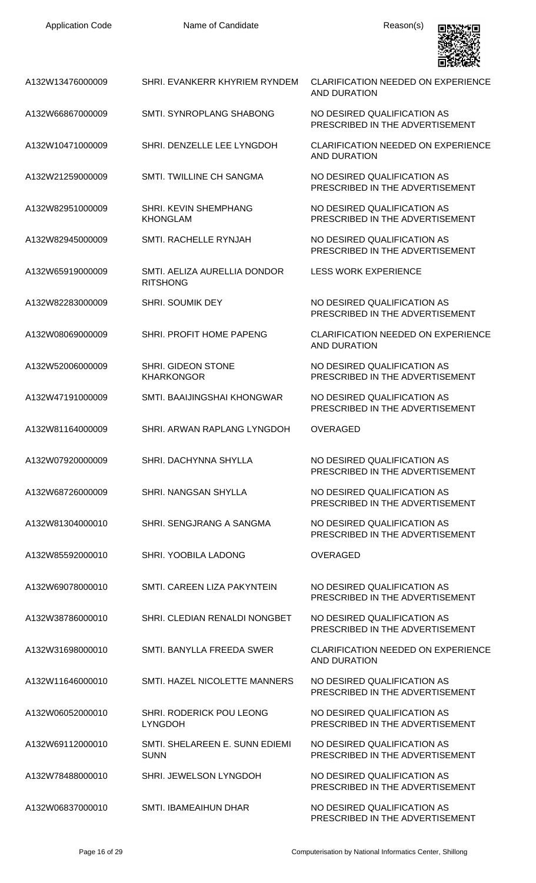| Application Code | Name of Candidate | Reason(s) |
|---|---|---|
| A132W13476000009 | SHRI. EVANKERR KHYRIEM RYNDEM | CLARIFICATION NEEDED ON EXPERIENCE AND DURATION |
| A132W66867000009 | SMTI. SYNROPLANG SHABONG | NO DESIRED QUALIFICATION AS PRESCRIBED IN THE ADVERTISEMENT |
| A132W10471000009 | SHRI. DENZELLE LEE LYNGDOH | CLARIFICATION NEEDED ON EXPERIENCE AND DURATION |
| A132W21259000009 | SMTI. TWILLINE CH SANGMA | NO DESIRED QUALIFICATION AS PRESCRIBED IN THE ADVERTISEMENT |
| A132W82951000009 | SHRI. KEVIN SHEMPHANG KHONGLAM | NO DESIRED QUALIFICATION AS PRESCRIBED IN THE ADVERTISEMENT |
| A132W82945000009 | SMTI. RACHELLE RYNJAH | NO DESIRED QUALIFICATION AS PRESCRIBED IN THE ADVERTISEMENT |
| A132W65919000009 | SMTI. AELIZA AURELLIA DONDOR RITSHONG | LESS WORK EXPERIENCE |
| A132W82283000009 | SHRI. SOUMIK DEY | NO DESIRED QUALIFICATION AS PRESCRIBED IN THE ADVERTISEMENT |
| A132W08069000009 | SHRI. PROFIT HOME PAPENG | CLARIFICATION NEEDED ON EXPERIENCE AND DURATION |
| A132W52006000009 | SHRI. GIDEON STONE KHARKONGOR | NO DESIRED QUALIFICATION AS PRESCRIBED IN THE ADVERTISEMENT |
| A132W47191000009 | SMTI. BAAIJINGSHAI KHONGWAR | NO DESIRED QUALIFICATION AS PRESCRIBED IN THE ADVERTISEMENT |
| A132W81164000009 | SHRI. ARWAN RAPLANG LYNGDOH | OVERAGED |
| A132W07920000009 | SHRI. DACHYNNA SHYLLA | NO DESIRED QUALIFICATION AS PRESCRIBED IN THE ADVERTISEMENT |
| A132W68726000009 | SHRI. NANGSAN SHYLLA | NO DESIRED QUALIFICATION AS PRESCRIBED IN THE ADVERTISEMENT |
| A132W81304000010 | SHRI. SENGJRANG A SANGMA | NO DESIRED QUALIFICATION AS PRESCRIBED IN THE ADVERTISEMENT |
| A132W85592000010 | SHRI. YOOBILA LADONG | OVERAGED |
| A132W69078000010 | SMTI. CAREEN LIZA PAKYNTEIN | NO DESIRED QUALIFICATION AS PRESCRIBED IN THE ADVERTISEMENT |
| A132W38786000010 | SHRI. CLEDIAN RENALDI NONGBET | NO DESIRED QUALIFICATION AS PRESCRIBED IN THE ADVERTISEMENT |
| A132W31698000010 | SMTI. BANYLLA FREEDA SWER | CLARIFICATION NEEDED ON EXPERIENCE AND DURATION |
| A132W11646000010 | SMTI. HAZEL NICOLETTE MANNERS | NO DESIRED QUALIFICATION AS PRESCRIBED IN THE ADVERTISEMENT |
| A132W06052000010 | SHRI. RODERICK POU LEONG LYNGDOH | NO DESIRED QUALIFICATION AS PRESCRIBED IN THE ADVERTISEMENT |
| A132W69112000010 | SMTI. SHELAREEN E. SUNN EDIEMI SUNN | NO DESIRED QUALIFICATION AS PRESCRIBED IN THE ADVERTISEMENT |
| A132W78488000010 | SHRI. JEWELSON LYNGDOH | NO DESIRED QUALIFICATION AS PRESCRIBED IN THE ADVERTISEMENT |
| A132W06837000010 | SMTI. IBAMEAIHUN DHAR | NO DESIRED QUALIFICATION AS PRESCRIBED IN THE ADVERTISEMENT |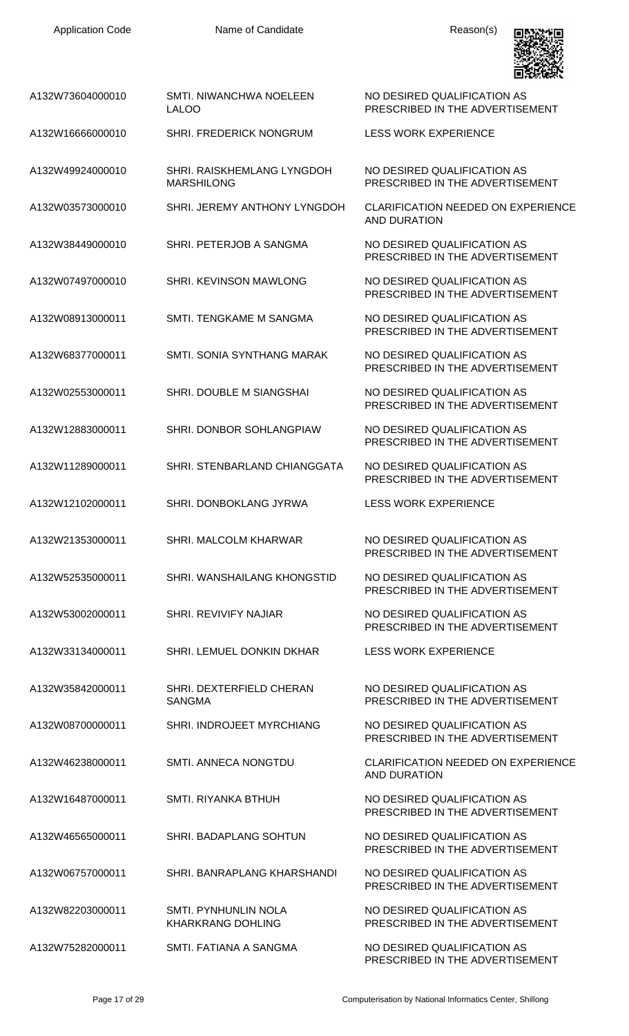| Application Code | Name of Candidate | Reason(s) |
|---|---|---|
| A132W73604000010 | SMTI. NIWANCHWA NOELEEN LALOO | NO DESIRED QUALIFICATION AS PRESCRIBED IN THE ADVERTISEMENT |
| A132W16666000010 | SHRI. FREDERICK NONGRUM | LESS WORK EXPERIENCE |
| A132W49924000010 | SHRI. RAISKHEMLANG LYNGDOH MARSHILONG | NO DESIRED QUALIFICATION AS PRESCRIBED IN THE ADVERTISEMENT |
| A132W03573000010 | SHRI. JEREMY ANTHONY LYNGDOH | CLARIFICATION NEEDED ON EXPERIENCE AND DURATION |
| A132W38449000010 | SHRI. PETERJOB A SANGMA | NO DESIRED QUALIFICATION AS PRESCRIBED IN THE ADVERTISEMENT |
| A132W07497000010 | SHRI. KEVINSON MAWLONG | NO DESIRED QUALIFICATION AS PRESCRIBED IN THE ADVERTISEMENT |
| A132W08913000011 | SMTI. TENGKAME M SANGMA | NO DESIRED QUALIFICATION AS PRESCRIBED IN THE ADVERTISEMENT |
| A132W68377000011 | SMTI. SONIA SYNTHANG MARAK | NO DESIRED QUALIFICATION AS PRESCRIBED IN THE ADVERTISEMENT |
| A132W02553000011 | SHRI. DOUBLE M SIANGSHAI | NO DESIRED QUALIFICATION AS PRESCRIBED IN THE ADVERTISEMENT |
| A132W12883000011 | SHRI. DONBOR SOHLANGPIAW | NO DESIRED QUALIFICATION AS PRESCRIBED IN THE ADVERTISEMENT |
| A132W11289000011 | SHRI. STENBARLAND CHIANGGATA | NO DESIRED QUALIFICATION AS PRESCRIBED IN THE ADVERTISEMENT |
| A132W12102000011 | SHRI. DONBOKLANG JYRWA | LESS WORK EXPERIENCE |
| A132W21353000011 | SHRI. MALCOLM KHARWAR | NO DESIRED QUALIFICATION AS PRESCRIBED IN THE ADVERTISEMENT |
| A132W52535000011 | SHRI. WANSHAILANG KHONGSTID | NO DESIRED QUALIFICATION AS PRESCRIBED IN THE ADVERTISEMENT |
| A132W53002000011 | SHRI. REVIVIFY NAJIAR | NO DESIRED QUALIFICATION AS PRESCRIBED IN THE ADVERTISEMENT |
| A132W33134000011 | SHRI. LEMUEL DONKIN DKHAR | LESS WORK EXPERIENCE |
| A132W35842000011 | SHRI. DEXTERFIELD CHERAN SANGMA | NO DESIRED QUALIFICATION AS PRESCRIBED IN THE ADVERTISEMENT |
| A132W08700000011 | SHRI. INDROJEET MYRCHIANG | NO DESIRED QUALIFICATION AS PRESCRIBED IN THE ADVERTISEMENT |
| A132W46238000011 | SMTI. ANNECA NONGTDU | CLARIFICATION NEEDED ON EXPERIENCE AND DURATION |
| A132W16487000011 | SMTI. RIYANKA BTHUH | NO DESIRED QUALIFICATION AS PRESCRIBED IN THE ADVERTISEMENT |
| A132W46565000011 | SHRI. BADAPLANG SOHTUN | NO DESIRED QUALIFICATION AS PRESCRIBED IN THE ADVERTISEMENT |
| A132W06757000011 | SHRI. BANRAPLANG KHARSHANDI | NO DESIRED QUALIFICATION AS PRESCRIBED IN THE ADVERTISEMENT |
| A132W82203000011 | SMTI. PYNHUNLIN NOLA KHARKRANG DOHLING | NO DESIRED QUALIFICATION AS PRESCRIBED IN THE ADVERTISEMENT |
| A132W75282000011 | SMTI. FATIANA A SANGMA | NO DESIRED QUALIFICATION AS PRESCRIBED IN THE ADVERTISEMENT |

Computerisation by National Informatics Center, Shillong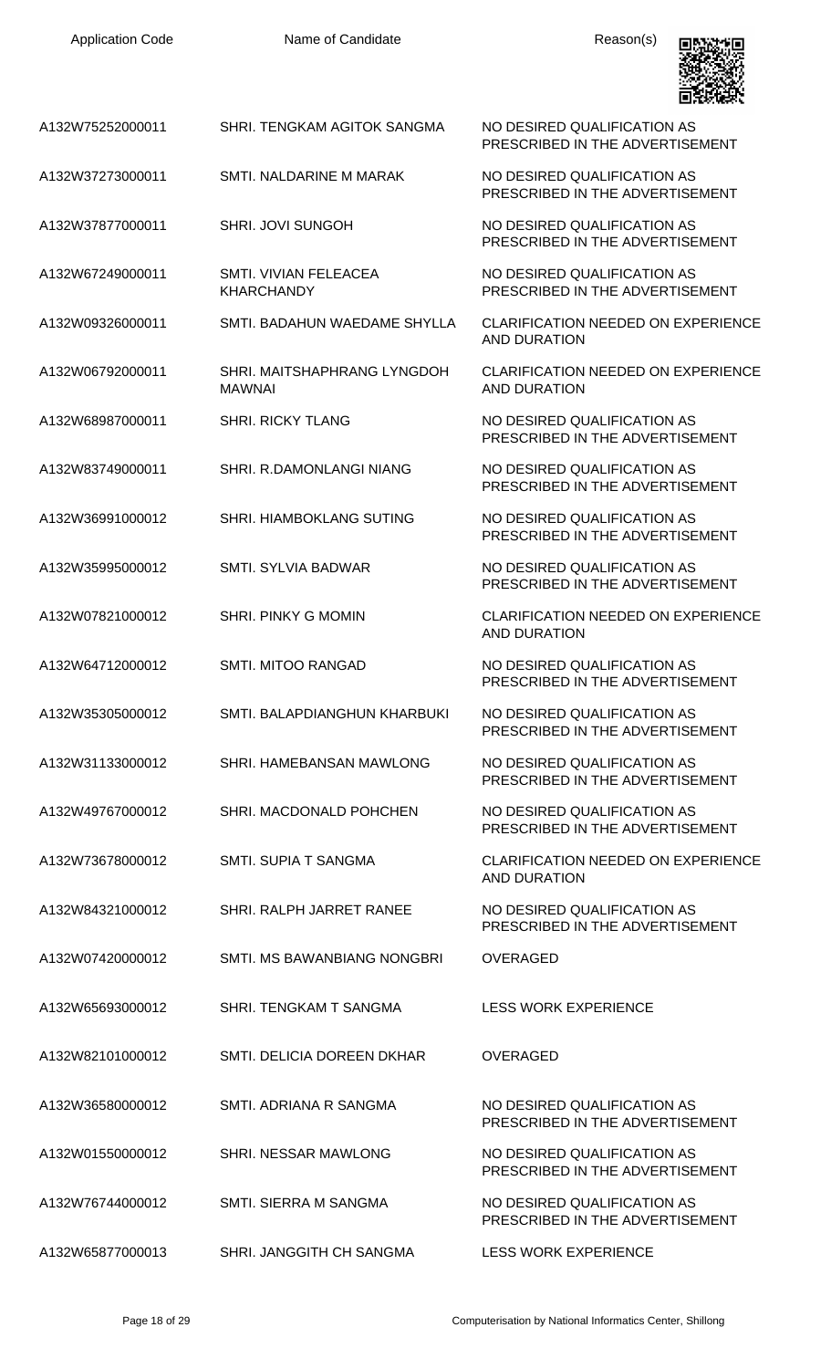| Application Code | Name of Candidate | Reason(s) |
| --- | --- | --- |
| A132W75252000011 | SHRI. TENGKAM AGITOK SANGMA | NO DESIRED QUALIFICATION AS PRESCRIBED IN THE ADVERTISEMENT |
| A132W37273000011 | SMTI. NALDARINE M MARAK | NO DESIRED QUALIFICATION AS PRESCRIBED IN THE ADVERTISEMENT |
| A132W37877000011 | SHRI. JOVI SUNGOH | NO DESIRED QUALIFICATION AS PRESCRIBED IN THE ADVERTISEMENT |
| A132W67249000011 | SMTI. VIVIAN FELEACEA KHARCHANDY | NO DESIRED QUALIFICATION AS PRESCRIBED IN THE ADVERTISEMENT |
| A132W09326000011 | SMTI. BADAHUN WAEDAME SHYLLA | CLARIFICATION NEEDED ON EXPERIENCE AND DURATION |
| A132W06792000011 | SHRI. MAITSHAPHRANG LYNGDOH MAWNAI | CLARIFICATION NEEDED ON EXPERIENCE AND DURATION |
| A132W68987000011 | SHRI. RICKY TLANG | NO DESIRED QUALIFICATION AS PRESCRIBED IN THE ADVERTISEMENT |
| A132W83749000011 | SHRI. R.DAMONLANGI NIANG | NO DESIRED QUALIFICATION AS PRESCRIBED IN THE ADVERTISEMENT |
| A132W36991000012 | SHRI. HIAMBOKLANG SUTING | NO DESIRED QUALIFICATION AS PRESCRIBED IN THE ADVERTISEMENT |
| A132W35995000012 | SMTI. SYLVIA BADWAR | NO DESIRED QUALIFICATION AS PRESCRIBED IN THE ADVERTISEMENT |
| A132W07821000012 | SHRI. PINKY G MOMIN | CLARIFICATION NEEDED ON EXPERIENCE AND DURATION |
| A132W64712000012 | SMTI. MITOO RANGAD | NO DESIRED QUALIFICATION AS PRESCRIBED IN THE ADVERTISEMENT |
| A132W35305000012 | SMTI. BALAPDIANGHUN KHARBUKI | NO DESIRED QUALIFICATION AS PRESCRIBED IN THE ADVERTISEMENT |
| A132W31133000012 | SHRI. HAMEBANSAN MAWLONG | NO DESIRED QUALIFICATION AS PRESCRIBED IN THE ADVERTISEMENT |
| A132W49767000012 | SHRI. MACDONALD POHCHEN | NO DESIRED QUALIFICATION AS PRESCRIBED IN THE ADVERTISEMENT |
| A132W73678000012 | SMTI. SUPIA T SANGMA | CLARIFICATION NEEDED ON EXPERIENCE AND DURATION |
| A132W84321000012 | SHRI. RALPH JARRET RANEE | NO DESIRED QUALIFICATION AS PRESCRIBED IN THE ADVERTISEMENT |
| A132W07420000012 | SMTI. MS BAWANBIANG NONGBRI | OVERAGED |
| A132W65693000012 | SHRI. TENGKAM T SANGMA | LESS WORK EXPERIENCE |
| A132W82101000012 | SMTI. DELICIA DOREEN DKHAR | OVERAGED |
| A132W36580000012 | SMTI. ADRIANA R SANGMA | NO DESIRED QUALIFICATION AS PRESCRIBED IN THE ADVERTISEMENT |
| A132W01550000012 | SHRI. NESSAR MAWLONG | NO DESIRED QUALIFICATION AS PRESCRIBED IN THE ADVERTISEMENT |
| A132W76744000012 | SMTI. SIERRA M SANGMA | NO DESIRED QUALIFICATION AS PRESCRIBED IN THE ADVERTISEMENT |
| A132W65877000013 | SHRI. JANGGITH CH SANGMA | LESS WORK EXPERIENCE |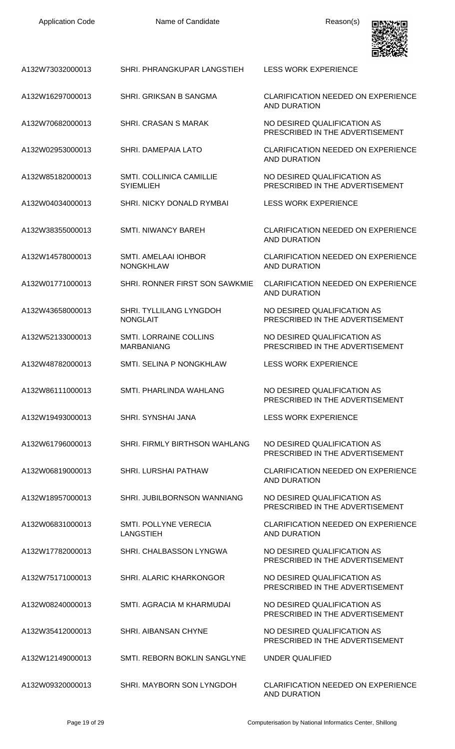| Application Code | Name of Candidate | Reason(s) |
| --- | --- | --- |
| A132W73032000013 | SHRI. PHRANGKUPAR LANGSTIEH | LESS WORK EXPERIENCE |
| A132W16297000013 | SHRI. GRIKSAN B SANGMA | CLARIFICATION NEEDED ON EXPERIENCE AND DURATION |
| A132W70682000013 | SHRI. CRASAN S MARAK | NO DESIRED QUALIFICATION AS PRESCRIBED IN THE ADVERTISEMENT |
| A132W02953000013 | SHRI. DAMEPAIA LATO | CLARIFICATION NEEDED ON EXPERIENCE AND DURATION |
| A132W85182000013 | SMTI. COLLINICA CAMILLIE SYIEMLIEH | NO DESIRED QUALIFICATION AS PRESCRIBED IN THE ADVERTISEMENT |
| A132W04034000013 | SHRI. NICKY DONALD RYMBAI | LESS WORK EXPERIENCE |
| A132W38355000013 | SMTI. NIWANCY BAREH | CLARIFICATION NEEDED ON EXPERIENCE AND DURATION |
| A132W14578000013 | SMTI. AMELAAI IOHBOR NONGKHLAW | CLARIFICATION NEEDED ON EXPERIENCE AND DURATION |
| A132W01771000013 | SHRI. RONNER FIRST SON SAWKMIE | CLARIFICATION NEEDED ON EXPERIENCE AND DURATION |
| A132W43658000013 | SHRI. TYLLILANG LYNGDOH NONGLAIT | NO DESIRED QUALIFICATION AS PRESCRIBED IN THE ADVERTISEMENT |
| A132W52133000013 | SMTI. LORRAINE COLLINS MARBANIANG | NO DESIRED QUALIFICATION AS PRESCRIBED IN THE ADVERTISEMENT |
| A132W48782000013 | SMTI. SELINA P NONGKHLAW | LESS WORK EXPERIENCE |
| A132W86111000013 | SMTI. PHARLINDA WAHLANG | NO DESIRED QUALIFICATION AS PRESCRIBED IN THE ADVERTISEMENT |
| A132W19493000013 | SHRI. SYNSHAI JANA | LESS WORK EXPERIENCE |
| A132W61796000013 | SHRI. FIRMLY BIRTHSON WAHLANG | NO DESIRED QUALIFICATION AS PRESCRIBED IN THE ADVERTISEMENT |
| A132W06819000013 | SHRI. LURSHAI PATHAW | CLARIFICATION NEEDED ON EXPERIENCE AND DURATION |
| A132W18957000013 | SHRI. JUBILBORNSON WANNIANG | NO DESIRED QUALIFICATION AS PRESCRIBED IN THE ADVERTISEMENT |
| A132W06831000013 | SMTI. POLLYNE VERECIA LANGSTIEH | CLARIFICATION NEEDED ON EXPERIENCE AND DURATION |
| A132W17782000013 | SHRI. CHALBASSON LYNGWA | NO DESIRED QUALIFICATION AS PRESCRIBED IN THE ADVERTISEMENT |
| A132W75171000013 | SHRI. ALARIC KHARKONGOR | NO DESIRED QUALIFICATION AS PRESCRIBED IN THE ADVERTISEMENT |
| A132W08240000013 | SMTI. AGRACIA M KHARMUDAI | NO DESIRED QUALIFICATION AS PRESCRIBED IN THE ADVERTISEMENT |
| A132W35412000013 | SHRI. AIBANSAN CHYNE | NO DESIRED QUALIFICATION AS PRESCRIBED IN THE ADVERTISEMENT |
| A132W12149000013 | SMTI. REBORN BOKLIN SANGLYNE | UNDER QUALIFIED |
| A132W09320000013 | SHRI. MAYBORN SON LYNGDOH | CLARIFICATION NEEDED ON EXPERIENCE AND DURATION |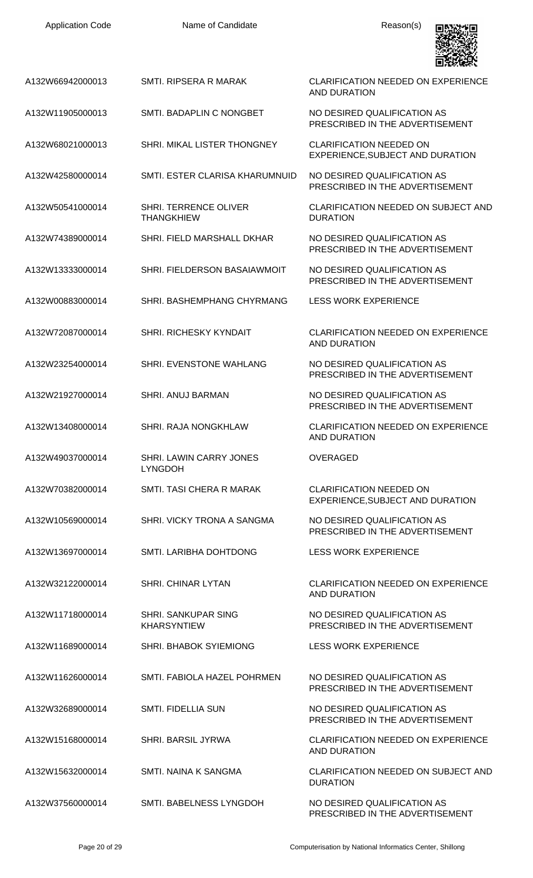| Application Code | Name of Candidate | Reason(s) |
| --- | --- | --- |
| A132W66942000013 | SMTI. RIPSERA R MARAK | CLARIFICATION NEEDED ON EXPERIENCE AND DURATION |
| A132W11905000013 | SMTI. BADAPLIN C NONGBET | NO DESIRED QUALIFICATION AS PRESCRIBED IN THE ADVERTISEMENT |
| A132W68021000013 | SHRI. MIKAL LISTER THONGNEY | CLARIFICATION NEEDED ON EXPERIENCE,SUBJECT AND DURATION |
| A132W42580000014 | SMTI. ESTER CLARISA KHARUMNUID | NO DESIRED QUALIFICATION AS PRESCRIBED IN THE ADVERTISEMENT |
| A132W50541000014 | SHRI. TERRENCE OLIVER THANGKHIEW | CLARIFICATION NEEDED ON SUBJECT AND DURATION |
| A132W74389000014 | SHRI. FIELD MARSHALL DKHAR | NO DESIRED QUALIFICATION AS PRESCRIBED IN THE ADVERTISEMENT |
| A132W13333000014 | SHRI. FIELDERSON BASAIAWMOIT | NO DESIRED QUALIFICATION AS PRESCRIBED IN THE ADVERTISEMENT |
| A132W00883000014 | SHRI. BASHEMPHANG CHYRMANG | LESS WORK EXPERIENCE |
| A132W72087000014 | SHRI. RICHESKY KYNDAIT | CLARIFICATION NEEDED ON EXPERIENCE AND DURATION |
| A132W23254000014 | SHRI. EVENSTONE WAHLANG | NO DESIRED QUALIFICATION AS PRESCRIBED IN THE ADVERTISEMENT |
| A132W21927000014 | SHRI. ANUJ BARMAN | NO DESIRED QUALIFICATION AS PRESCRIBED IN THE ADVERTISEMENT |
| A132W13408000014 | SHRI. RAJA NONGKHLAW | CLARIFICATION NEEDED ON EXPERIENCE AND DURATION |
| A132W49037000014 | SHRI. LAWIN CARRY JONES LYNGDOH | OVERAGED |
| A132W70382000014 | SMTI. TASI CHERA R MARAK | CLARIFICATION NEEDED ON EXPERIENCE,SUBJECT AND DURATION |
| A132W10569000014 | SHRI. VICKY TRONA A SANGMA | NO DESIRED QUALIFICATION AS PRESCRIBED IN THE ADVERTISEMENT |
| A132W13697000014 | SMTI. LARIBHA DOHTDONG | LESS WORK EXPERIENCE |
| A132W32122000014 | SHRI. CHINAR LYTAN | CLARIFICATION NEEDED ON EXPERIENCE AND DURATION |
| A132W11718000014 | SHRI. SANKUPAR SING KHARSYNTIEW | NO DESIRED QUALIFICATION AS PRESCRIBED IN THE ADVERTISEMENT |
| A132W11689000014 | SHRI. BHABOK SYIEMIONG | LESS WORK EXPERIENCE |
| A132W11626000014 | SMTI. FABIOLA HAZEL POHRMEN | NO DESIRED QUALIFICATION AS PRESCRIBED IN THE ADVERTISEMENT |
| A132W32689000014 | SMTI. FIDELLIA SUN | NO DESIRED QUALIFICATION AS PRESCRIBED IN THE ADVERTISEMENT |
| A132W15168000014 | SHRI. BARSIL JYRWA | CLARIFICATION NEEDED ON EXPERIENCE AND DURATION |
| A132W15632000014 | SMTI. NAINA K SANGMA | CLARIFICATION NEEDED ON SUBJECT AND DURATION |
| A132W37560000014 | SMTI. BABELNESS LYNGDOH | NO DESIRED QUALIFICATION AS PRESCRIBED IN THE ADVERTISEMENT |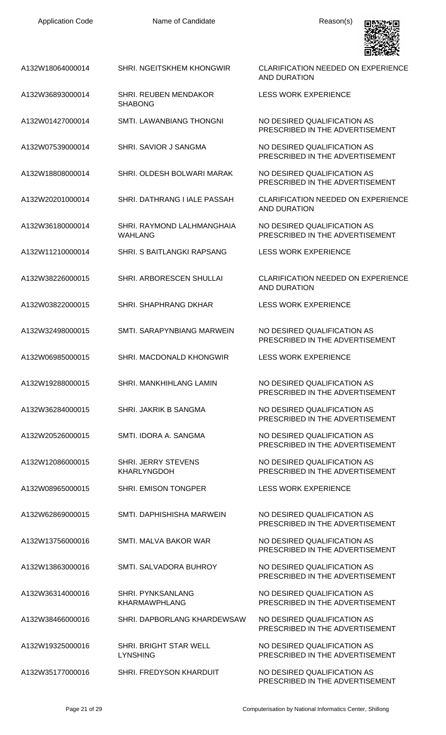| Application Code | Name of Candidate | Reason(s) |
| --- | --- | --- |
| A132W18064000014 | SHRI. NGEITSKHEM KHONGWIR | CLARIFICATION NEEDED ON EXPERIENCE AND DURATION |
| A132W36893000014 | SHRI. REUBEN MENDAKOR SHABONG | LESS WORK EXPERIENCE |
| A132W01427000014 | SMTI. LAWANBIANG THONGNI | NO DESIRED QUALIFICATION AS PRESCRIBED IN THE ADVERTISEMENT |
| A132W07539000014 | SHRI. SAVIOR J SANGMA | NO DESIRED QUALIFICATION AS PRESCRIBED IN THE ADVERTISEMENT |
| A132W18808000014 | SHRI. OLDESH BOLWARI MARAK | NO DESIRED QUALIFICATION AS PRESCRIBED IN THE ADVERTISEMENT |
| A132W20201000014 | SHRI. DATHRANG I IALE PASSAH | CLARIFICATION NEEDED ON EXPERIENCE AND DURATION |
| A132W36180000014 | SHRI. RAYMOND LALHMANGHAIA WAHLANG | NO DESIRED QUALIFICATION AS PRESCRIBED IN THE ADVERTISEMENT |
| A132W11210000014 | SHRI. S BAITLANGKI RAPSANG | LESS WORK EXPERIENCE |
| A132W38226000015 | SHRI. ARBORESCEN SHULLAI | CLARIFICATION NEEDED ON EXPERIENCE AND DURATION |
| A132W03822000015 | SHRI. SHAPHRANG DKHAR | LESS WORK EXPERIENCE |
| A132W32498000015 | SMTI. SARAPYNBIANG MARWEIN | NO DESIRED QUALIFICATION AS PRESCRIBED IN THE ADVERTISEMENT |
| A132W06985000015 | SHRI. MACDONALD KHONGWIR | LESS WORK EXPERIENCE |
| A132W19288000015 | SHRI. MANKHIHLANG LAMIN | NO DESIRED QUALIFICATION AS PRESCRIBED IN THE ADVERTISEMENT |
| A132W36284000015 | SHRI. JAKRIK B SANGMA | NO DESIRED QUALIFICATION AS PRESCRIBED IN THE ADVERTISEMENT |
| A132W20526000015 | SMTI. IDORA A. SANGMA | NO DESIRED QUALIFICATION AS PRESCRIBED IN THE ADVERTISEMENT |
| A132W12086000015 | SHRI. JERRY STEVENS KHARLYNGDOH | NO DESIRED QUALIFICATION AS PRESCRIBED IN THE ADVERTISEMENT |
| A132W08965000015 | SHRI. EMISON TONGPER | LESS WORK EXPERIENCE |
| A132W62869000015 | SMTI. DAPHISHISHA MARWEIN | NO DESIRED QUALIFICATION AS PRESCRIBED IN THE ADVERTISEMENT |
| A132W13756000016 | SMTI. MALVA BAKOR WAR | NO DESIRED QUALIFICATION AS PRESCRIBED IN THE ADVERTISEMENT |
| A132W13863000016 | SMTI. SALVADORA BUHROY | NO DESIRED QUALIFICATION AS PRESCRIBED IN THE ADVERTISEMENT |
| A132W36314000016 | SHRI. PYNKSANLANG KHARMAWPHLANG | NO DESIRED QUALIFICATION AS PRESCRIBED IN THE ADVERTISEMENT |
| A132W38466000016 | SHRI. DAPBORLANG KHARDEWSAW | NO DESIRED QUALIFICATION AS PRESCRIBED IN THE ADVERTISEMENT |
| A132W19325000016 | SHRI. BRIGHT STAR WELL LYNSHING | NO DESIRED QUALIFICATION AS PRESCRIBED IN THE ADVERTISEMENT |
| A132W35177000016 | SHRI. FREDYSON KHARDUIT | NO DESIRED QUALIFICATION AS PRESCRIBED IN THE ADVERTISEMENT |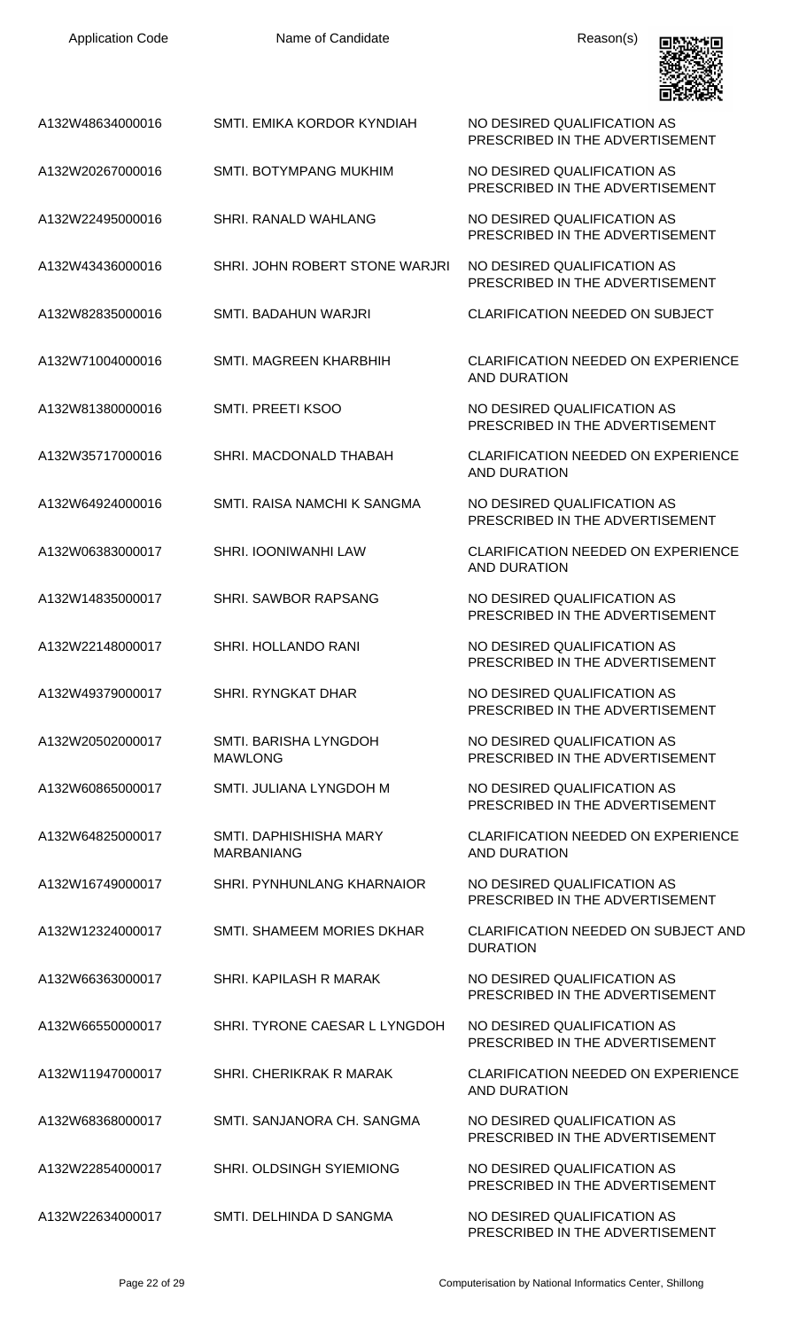| Application Code | Name of Candidate | Reason(s) |
| --- | --- | --- |
| A132W48634000016 | SMTI. EMIKA KORDOR KYNDIAH | NO DESIRED QUALIFICATION AS PRESCRIBED IN THE ADVERTISEMENT |
| A132W20267000016 | SMTI. BOTYMPANG MUKHIM | NO DESIRED QUALIFICATION AS PRESCRIBED IN THE ADVERTISEMENT |
| A132W22495000016 | SHRI. RANALD WAHLANG | NO DESIRED QUALIFICATION AS PRESCRIBED IN THE ADVERTISEMENT |
| A132W43436000016 | SHRI. JOHN ROBERT STONE WARJRI | NO DESIRED QUALIFICATION AS PRESCRIBED IN THE ADVERTISEMENT |
| A132W82835000016 | SMTI. BADAHUN WARJRI | CLARIFICATION NEEDED ON SUBJECT |
| A132W71004000016 | SMTI. MAGREEN KHARBHIH | CLARIFICATION NEEDED ON EXPERIENCE AND DURATION |
| A132W81380000016 | SMTI. PREETI KSOO | NO DESIRED QUALIFICATION AS PRESCRIBED IN THE ADVERTISEMENT |
| A132W35717000016 | SHRI. MACDONALD THABAH | CLARIFICATION NEEDED ON EXPERIENCE AND DURATION |
| A132W64924000016 | SMTI. RAISA NAMCHI K SANGMA | NO DESIRED QUALIFICATION AS PRESCRIBED IN THE ADVERTISEMENT |
| A132W06383000017 | SHRI. IOONIWANHI LAW | CLARIFICATION NEEDED ON EXPERIENCE AND DURATION |
| A132W14835000017 | SHRI. SAWBOR RAPSANG | NO DESIRED QUALIFICATION AS PRESCRIBED IN THE ADVERTISEMENT |
| A132W22148000017 | SHRI. HOLLANDO RANI | NO DESIRED QUALIFICATION AS PRESCRIBED IN THE ADVERTISEMENT |
| A132W49379000017 | SHRI. RYNGKAT DHAR | NO DESIRED QUALIFICATION AS PRESCRIBED IN THE ADVERTISEMENT |
| A132W20502000017 | SMTI. BARISHA LYNGDOH MAWLONG | NO DESIRED QUALIFICATION AS PRESCRIBED IN THE ADVERTISEMENT |
| A132W60865000017 | SMTI. JULIANA LYNGDOH M | NO DESIRED QUALIFICATION AS PRESCRIBED IN THE ADVERTISEMENT |
| A132W64825000017 | SMTI. DAPHISHISHA MARY MARBANIANG | CLARIFICATION NEEDED ON EXPERIENCE AND DURATION |
| A132W16749000017 | SHRI. PYNHUNLANG KHARNAIOR | NO DESIRED QUALIFICATION AS PRESCRIBED IN THE ADVERTISEMENT |
| A132W12324000017 | SMTI. SHAMEEM MORIES DKHAR | CLARIFICATION NEEDED ON SUBJECT AND DURATION |
| A132W66363000017 | SHRI. KAPILASH R MARAK | NO DESIRED QUALIFICATION AS PRESCRIBED IN THE ADVERTISEMENT |
| A132W66550000017 | SHRI. TYRONE CAESAR L LYNGDOH | NO DESIRED QUALIFICATION AS PRESCRIBED IN THE ADVERTISEMENT |
| A132W11947000017 | SHRI. CHERIKRAK R MARAK | CLARIFICATION NEEDED ON EXPERIENCE AND DURATION |
| A132W68368000017 | SMTI. SANJANORA CH. SANGMA | NO DESIRED QUALIFICATION AS PRESCRIBED IN THE ADVERTISEMENT |
| A132W22854000017 | SHRI. OLDSINGH SYIEMIONG | NO DESIRED QUALIFICATION AS PRESCRIBED IN THE ADVERTISEMENT |
| A132W22634000017 | SMTI. DELHINDA D SANGMA | NO DESIRED QUALIFICATION AS PRESCRIBED IN THE ADVERTISEMENT |

Computerisation by National Informatics Center, Shillong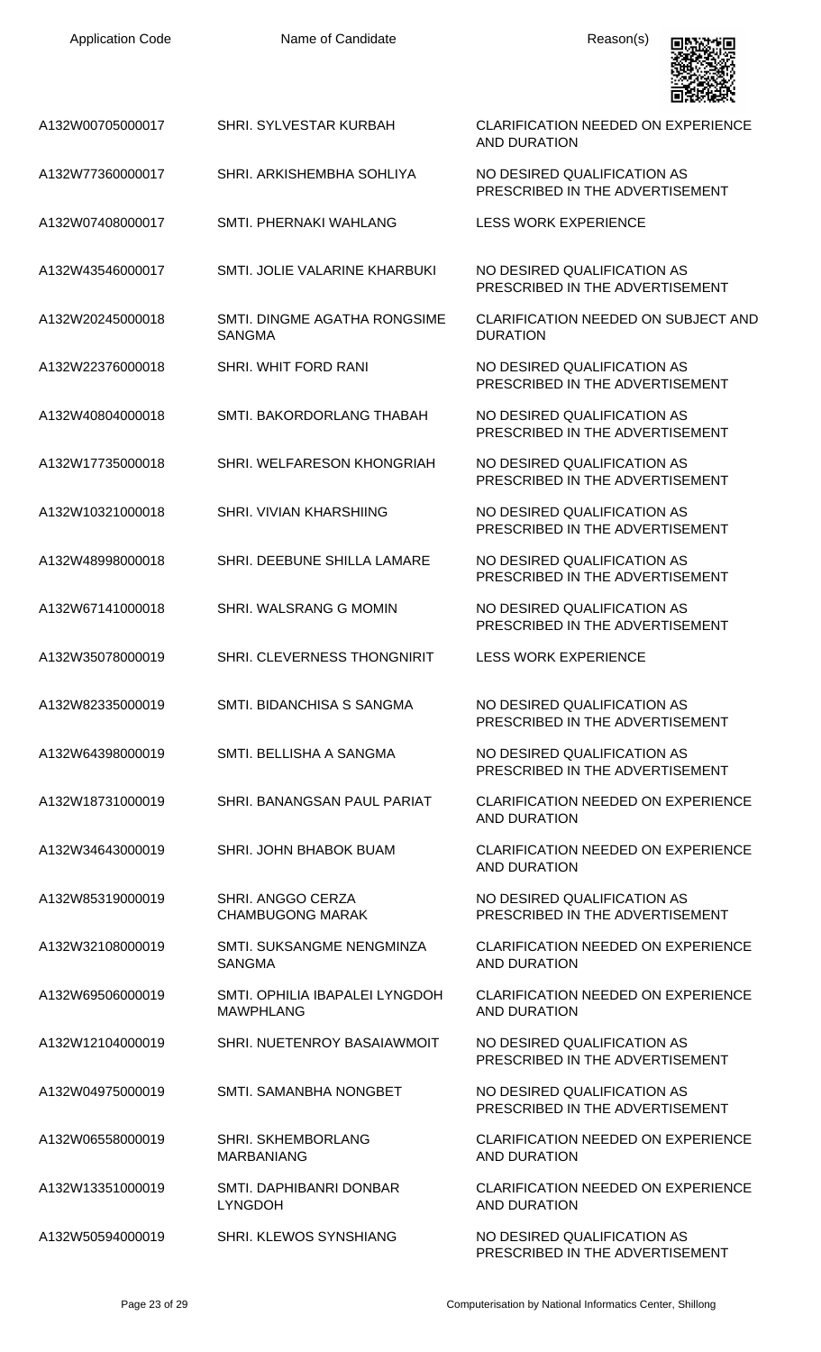| Application Code | Name of Candidate | Reason(s) |
| --- | --- | --- |
| A132W00705000017 | SHRI. SYLVESTAR KURBAH | CLARIFICATION NEEDED ON EXPERIENCE AND DURATION |
| A132W77360000017 | SHRI. ARKISHEMBHA SOHLIYA | NO DESIRED QUALIFICATION AS PRESCRIBED IN THE ADVERTISEMENT |
| A132W07408000017 | SMTI. PHERNAKI WAHLANG | LESS WORK EXPERIENCE |
| A132W43546000017 | SMTI. JOLIE VALARINE KHARBUKI | NO DESIRED QUALIFICATION AS PRESCRIBED IN THE ADVERTISEMENT |
| A132W20245000018 | SMTI. DINGME AGATHA RONGSIME SANGMA | CLARIFICATION NEEDED ON SUBJECT AND DURATION |
| A132W22376000018 | SHRI. WHIT FORD RANI | NO DESIRED QUALIFICATION AS PRESCRIBED IN THE ADVERTISEMENT |
| A132W40804000018 | SMTI. BAKORDORLANG THABAH | NO DESIRED QUALIFICATION AS PRESCRIBED IN THE ADVERTISEMENT |
| A132W17735000018 | SHRI. WELFARESON KHONGRIAH | NO DESIRED QUALIFICATION AS PRESCRIBED IN THE ADVERTISEMENT |
| A132W10321000018 | SHRI. VIVIAN KHARSHIING | NO DESIRED QUALIFICATION AS PRESCRIBED IN THE ADVERTISEMENT |
| A132W48998000018 | SHRI. DEEBUNE SHILLA LAMARE | NO DESIRED QUALIFICATION AS PRESCRIBED IN THE ADVERTISEMENT |
| A132W67141000018 | SHRI. WALSRANG G MOMIN | NO DESIRED QUALIFICATION AS PRESCRIBED IN THE ADVERTISEMENT |
| A132W35078000019 | SHRI. CLEVERNESS THONGNIRIT | LESS WORK EXPERIENCE |
| A132W82335000019 | SMTI. BIDANCHISA S SANGMA | NO DESIRED QUALIFICATION AS PRESCRIBED IN THE ADVERTISEMENT |
| A132W64398000019 | SMTI. BELLISHA A SANGMA | NO DESIRED QUALIFICATION AS PRESCRIBED IN THE ADVERTISEMENT |
| A132W18731000019 | SHRI. BANANGSAN PAUL PARIAT | CLARIFICATION NEEDED ON EXPERIENCE AND DURATION |
| A132W34643000019 | SHRI. JOHN BHABOK BUAM | CLARIFICATION NEEDED ON EXPERIENCE AND DURATION |
| A132W85319000019 | SHRI. ANGGO CERZA CHAMBUGONG MARAK | NO DESIRED QUALIFICATION AS PRESCRIBED IN THE ADVERTISEMENT |
| A132W32108000019 | SMTI. SUKSANGME NENGMINZA SANGMA | CLARIFICATION NEEDED ON EXPERIENCE AND DURATION |
| A132W69506000019 | SMTI. OPHILIA IBAPALEI LYNGDOH MAWPHLANG | CLARIFICATION NEEDED ON EXPERIENCE AND DURATION |
| A132W12104000019 | SHRI. NUETENROY BASAIAWMOIT | NO DESIRED QUALIFICATION AS PRESCRIBED IN THE ADVERTISEMENT |
| A132W04975000019 | SMTI. SAMANBHA NONGBET | NO DESIRED QUALIFICATION AS PRESCRIBED IN THE ADVERTISEMENT |
| A132W06558000019 | SHRI. SKHEMBORLANG MARBANIANG | CLARIFICATION NEEDED ON EXPERIENCE AND DURATION |
| A132W13351000019 | SMTI. DAPHIBANRI DONBAR LYNGDOH | CLARIFICATION NEEDED ON EXPERIENCE AND DURATION |
| A132W50594000019 | SHRI. KLEWOS SYNSHIANG | NO DESIRED QUALIFICATION AS PRESCRIBED IN THE ADVERTISEMENT |

Computerisation by National Informatics Center, Shillong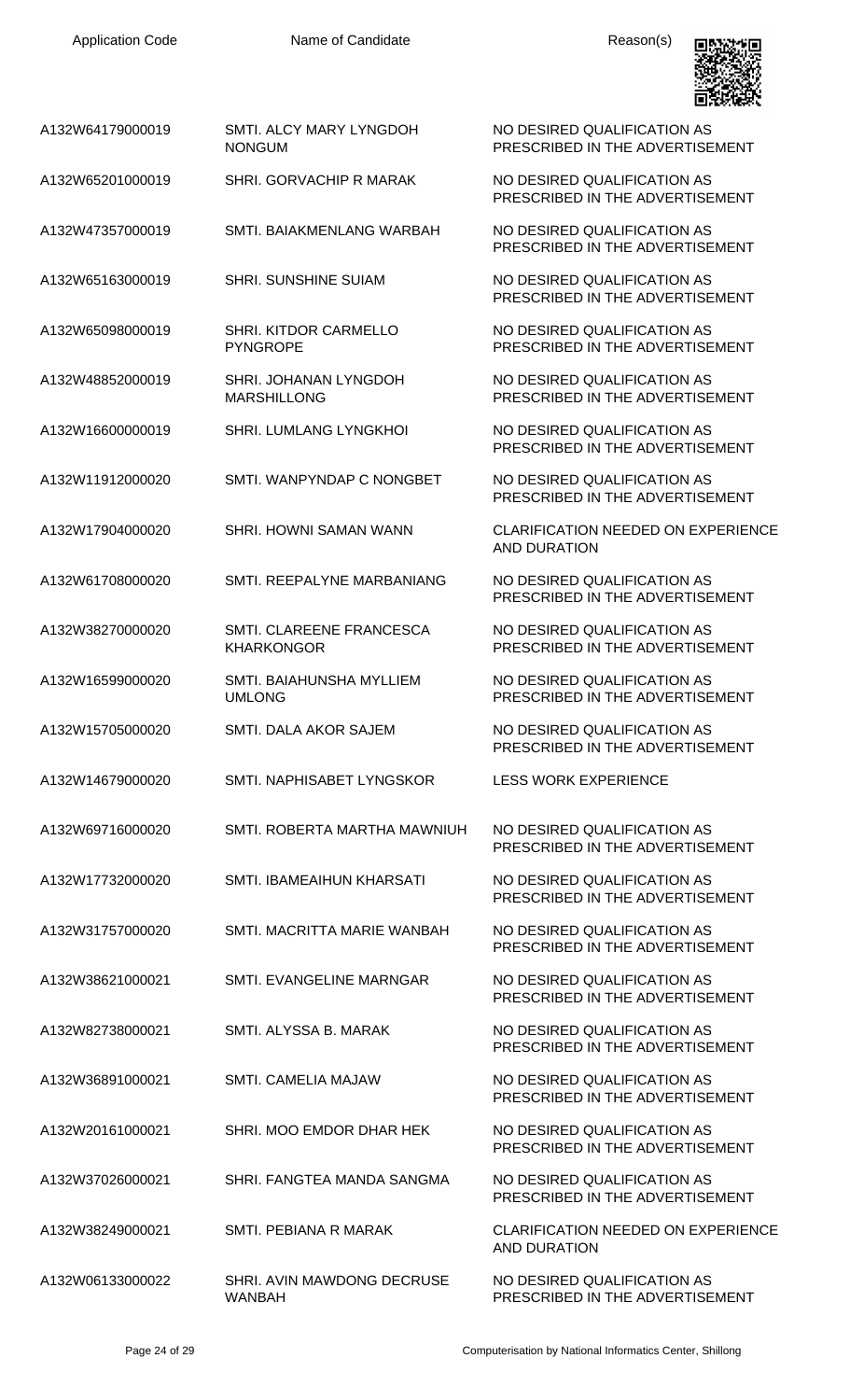| Application Code | Name of Candidate | Reason(s) |
| --- | --- | --- |
| A132W64179000019 | SMTI. ALCY MARY LYNGDOH NONGUM | NO DESIRED QUALIFICATION AS PRESCRIBED IN THE ADVERTISEMENT |
| A132W65201000019 | SHRI. GORVACHIP R MARAK | NO DESIRED QUALIFICATION AS PRESCRIBED IN THE ADVERTISEMENT |
| A132W47357000019 | SMTI. BAIAKMENLANG WARBAH | NO DESIRED QUALIFICATION AS PRESCRIBED IN THE ADVERTISEMENT |
| A132W65163000019 | SHRI. SUNSHINE SUIAM | NO DESIRED QUALIFICATION AS PRESCRIBED IN THE ADVERTISEMENT |
| A132W65098000019 | SHRI. KITDOR CARMELLO PYNGROPE | NO DESIRED QUALIFICATION AS PRESCRIBED IN THE ADVERTISEMENT |
| A132W48852000019 | SHRI. JOHANAN LYNGDOH MARSHILLONG | NO DESIRED QUALIFICATION AS PRESCRIBED IN THE ADVERTISEMENT |
| A132W16600000019 | SHRI. LUMLANG LYNGKHOI | NO DESIRED QUALIFICATION AS PRESCRIBED IN THE ADVERTISEMENT |
| A132W11912000020 | SMTI. WANPYNDAP C NONGBET | NO DESIRED QUALIFICATION AS PRESCRIBED IN THE ADVERTISEMENT |
| A132W17904000020 | SHRI. HOWNI SAMAN WANN | CLARIFICATION NEEDED ON EXPERIENCE AND DURATION |
| A132W61708000020 | SMTI. REEPALYNE MARBANIANG | NO DESIRED QUALIFICATION AS PRESCRIBED IN THE ADVERTISEMENT |
| A132W38270000020 | SMTI. CLAREENE FRANCESCA KHARKONGOR | NO DESIRED QUALIFICATION AS PRESCRIBED IN THE ADVERTISEMENT |
| A132W16599000020 | SMTI. BAIAHUNSHA MYLLIEM UMLONG | NO DESIRED QUALIFICATION AS PRESCRIBED IN THE ADVERTISEMENT |
| A132W15705000020 | SMTI. DALA AKOR SAJEM | NO DESIRED QUALIFICATION AS PRESCRIBED IN THE ADVERTISEMENT |
| A132W14679000020 | SMTI. NAPHISABET LYNGSKOR | LESS WORK EXPERIENCE |
| A132W69716000020 | SMTI. ROBERTA MARTHA MAWNIUH | NO DESIRED QUALIFICATION AS PRESCRIBED IN THE ADVERTISEMENT |
| A132W17732000020 | SMTI. IBAMEAIHUN KHARSATI | NO DESIRED QUALIFICATION AS PRESCRIBED IN THE ADVERTISEMENT |
| A132W31757000020 | SMTI. MACRITTA MARIE WANBAH | NO DESIRED QUALIFICATION AS PRESCRIBED IN THE ADVERTISEMENT |
| A132W38621000021 | SMTI. EVANGELINE MARNGAR | NO DESIRED QUALIFICATION AS PRESCRIBED IN THE ADVERTISEMENT |
| A132W82738000021 | SMTI. ALYSSA B. MARAK | NO DESIRED QUALIFICATION AS PRESCRIBED IN THE ADVERTISEMENT |
| A132W36891000021 | SMTI. CAMELIA MAJAW | NO DESIRED QUALIFICATION AS PRESCRIBED IN THE ADVERTISEMENT |
| A132W20161000021 | SHRI. MOO EMDOR DHAR HEK | NO DESIRED QUALIFICATION AS PRESCRIBED IN THE ADVERTISEMENT |
| A132W37026000021 | SHRI. FANGTEA MANDA SANGMA | NO DESIRED QUALIFICATION AS PRESCRIBED IN THE ADVERTISEMENT |
| A132W38249000021 | SMTI. PEBIANA R MARAK | CLARIFICATION NEEDED ON EXPERIENCE AND DURATION |
| A132W06133000022 | SHRI. AVIN MAWDONG DECRUSE WANBAH | NO DESIRED QUALIFICATION AS PRESCRIBED IN THE ADVERTISEMENT |

Computerisation by National Informatics Center, Shillong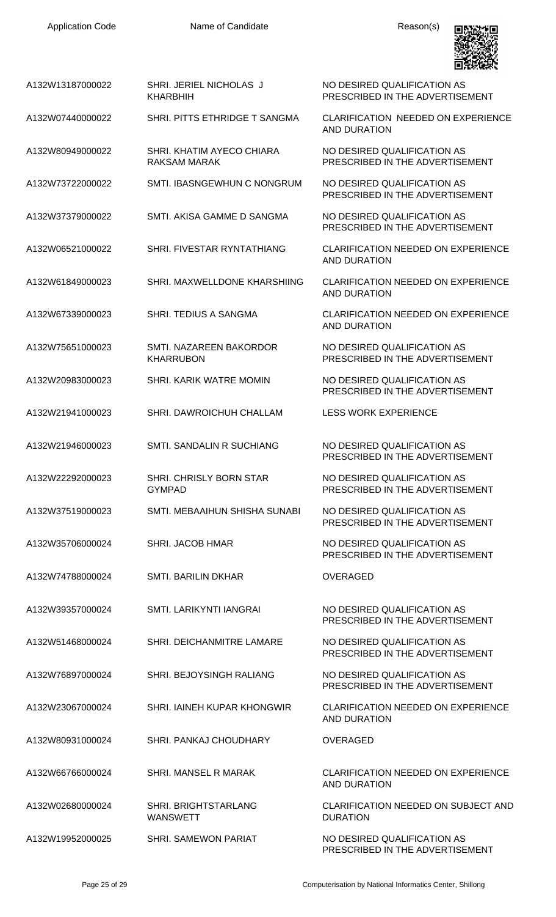| Application Code | Name of Candidate | Reason(s) |
| --- | --- | --- |
| A132W13187000022 | SHRI. JERIEL NICHOLAS J KHARBHIH | NO DESIRED QUALIFICATION AS PRESCRIBED IN THE ADVERTISEMENT |
| A132W07440000022 | SHRI. PITTS ETHRIDGE T SANGMA | CLARIFICATION NEEDED ON EXPERIENCE AND DURATION |
| A132W80949000022 | SHRI. KHATIM AYECO CHIARA RAKSAM MARAK | NO DESIRED QUALIFICATION AS PRESCRIBED IN THE ADVERTISEMENT |
| A132W73722000022 | SMTI. IBASNGEWHUN C NONGRUM | NO DESIRED QUALIFICATION AS PRESCRIBED IN THE ADVERTISEMENT |
| A132W37379000022 | SMTI. AKISA GAMME D SANGMA | NO DESIRED QUALIFICATION AS PRESCRIBED IN THE ADVERTISEMENT |
| A132W06521000022 | SHRI. FIVESTAR RYNTATHIANG | CLARIFICATION NEEDED ON EXPERIENCE AND DURATION |
| A132W61849000023 | SHRI. MAXWELLDONE KHARSHIING | CLARIFICATION NEEDED ON EXPERIENCE AND DURATION |
| A132W67339000023 | SHRI. TEDIUS A SANGMA | CLARIFICATION NEEDED ON EXPERIENCE AND DURATION |
| A132W75651000023 | SMTI. NAZAREEN BAKORDOR KHARRUBON | NO DESIRED QUALIFICATION AS PRESCRIBED IN THE ADVERTISEMENT |
| A132W20983000023 | SHRI. KARIK WATRE MOMIN | NO DESIRED QUALIFICATION AS PRESCRIBED IN THE ADVERTISEMENT |
| A132W21941000023 | SHRI. DAWROICHUH CHALLAM | LESS WORK EXPERIENCE |
| A132W21946000023 | SMTI. SANDALIN R SUCHIANG | NO DESIRED QUALIFICATION AS PRESCRIBED IN THE ADVERTISEMENT |
| A132W22292000023 | SHRI. CHRISLY BORN STAR GYMPAD | NO DESIRED QUALIFICATION AS PRESCRIBED IN THE ADVERTISEMENT |
| A132W37519000023 | SMTI. MEBAAIHUN SHISHA SUNABI | NO DESIRED QUALIFICATION AS PRESCRIBED IN THE ADVERTISEMENT |
| A132W35706000024 | SHRI. JACOB HMAR | NO DESIRED QUALIFICATION AS PRESCRIBED IN THE ADVERTISEMENT |
| A132W74788000024 | SMTI. BARILIN DKHAR | OVERAGED |
| A132W39357000024 | SMTI. LARIKYNTI IANGRAI | NO DESIRED QUALIFICATION AS PRESCRIBED IN THE ADVERTISEMENT |
| A132W51468000024 | SHRI. DEICHANMITRE LAMARE | NO DESIRED QUALIFICATION AS PRESCRIBED IN THE ADVERTISEMENT |
| A132W76897000024 | SHRI. BEJOYSINGH RALIANG | NO DESIRED QUALIFICATION AS PRESCRIBED IN THE ADVERTISEMENT |
| A132W23067000024 | SHRI. IAINEH KUPAR KHONGWIR | CLARIFICATION NEEDED ON EXPERIENCE AND DURATION |
| A132W80931000024 | SHRI. PANKAJ CHOUDHARY | OVERAGED |
| A132W66766000024 | SHRI. MANSEL R MARAK | CLARIFICATION NEEDED ON EXPERIENCE AND DURATION |
| A132W02680000024 | SHRI. BRIGHTSTARLANG WANSWETT | CLARIFICATION NEEDED ON SUBJECT AND DURATION |
| A132W19952000025 | SHRI. SAMEWON PARIAT | NO DESIRED QUALIFICATION AS PRESCRIBED IN THE ADVERTISEMENT |

Computerisation by National Informatics Center, Shillong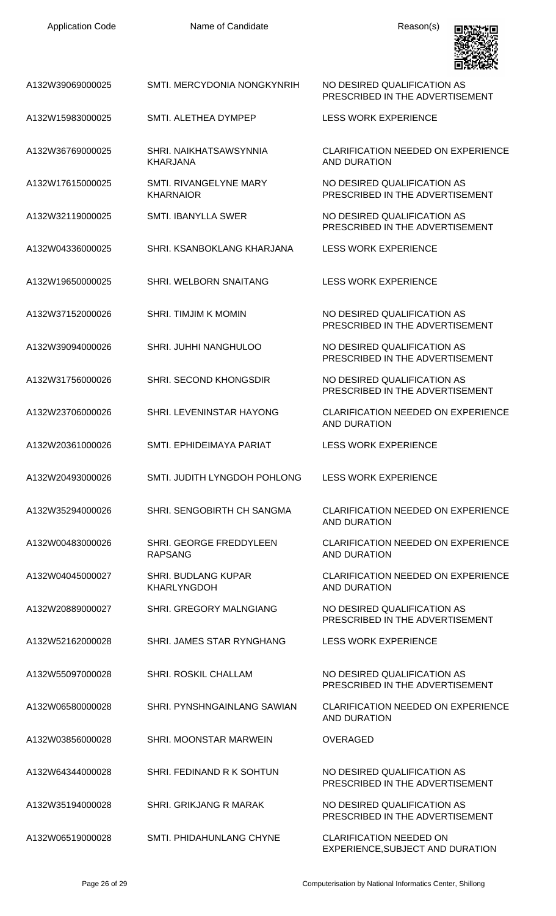| Application Code | Name of Candidate | Reason(s) |
| --- | --- | --- |
| A132W39069000025 | SMTI. MERCYDONIA NONGKYNRIH | NO DESIRED QUALIFICATION AS PRESCRIBED IN THE ADVERTISEMENT |
| A132W15983000025 | SMTI. ALETHEA DYMPEP | LESS WORK EXPERIENCE |
| A132W36769000025 | SHRI. NAIKHATSAWSYNNIA KHARJANA | CLARIFICATION NEEDED ON EXPERIENCE AND DURATION |
| A132W17615000025 | SMTI. RIVANGELYNE MARY KHARNAIOR | NO DESIRED QUALIFICATION AS PRESCRIBED IN THE ADVERTISEMENT |
| A132W32119000025 | SMTI. IBANYLLA SWER | NO DESIRED QUALIFICATION AS PRESCRIBED IN THE ADVERTISEMENT |
| A132W04336000025 | SHRI. KSANBOKLANG KHARJANA | LESS WORK EXPERIENCE |
| A132W19650000025 | SHRI. WELBORN SNAITANG | LESS WORK EXPERIENCE |
| A132W37152000026 | SHRI. TIMJIM K MOMIN | NO DESIRED QUALIFICATION AS PRESCRIBED IN THE ADVERTISEMENT |
| A132W39094000026 | SHRI. JUHHI NANGHULOO | NO DESIRED QUALIFICATION AS PRESCRIBED IN THE ADVERTISEMENT |
| A132W31756000026 | SHRI. SECOND KHONGSDIR | NO DESIRED QUALIFICATION AS PRESCRIBED IN THE ADVERTISEMENT |
| A132W23706000026 | SHRI. LEVENINSTAR HAYONG | CLARIFICATION NEEDED ON EXPERIENCE AND DURATION |
| A132W20361000026 | SMTI. EPHIDEIMAYA PARIAT | LESS WORK EXPERIENCE |
| A132W20493000026 | SMTI. JUDITH LYNGDOH POHLONG | LESS WORK EXPERIENCE |
| A132W35294000026 | SHRI. SENGOBIRTH CH SANGMA | CLARIFICATION NEEDED ON EXPERIENCE AND DURATION |
| A132W00483000026 | SHRI. GEORGE FREDDYLEEN RAPSANG | CLARIFICATION NEEDED ON EXPERIENCE AND DURATION |
| A132W04045000027 | SHRI. BUDLANG KUPAR KHARLYNGDOH | CLARIFICATION NEEDED ON EXPERIENCE AND DURATION |
| A132W20889000027 | SHRI. GREGORY MALNGIANG | NO DESIRED QUALIFICATION AS PRESCRIBED IN THE ADVERTISEMENT |
| A132W52162000028 | SHRI. JAMES STAR RYNGHANG | LESS WORK EXPERIENCE |
| A132W55097000028 | SHRI. ROSKIL CHALLAM | NO DESIRED QUALIFICATION AS PRESCRIBED IN THE ADVERTISEMENT |
| A132W06580000028 | SHRI. PYNSHNGAINLANG SAWIAN | CLARIFICATION NEEDED ON EXPERIENCE AND DURATION |
| A132W03856000028 | SHRI. MOONSTAR MARWEIN | OVERAGED |
| A132W64344000028 | SHRI. FEDINAND R K SOHTUN | NO DESIRED QUALIFICATION AS PRESCRIBED IN THE ADVERTISEMENT |
| A132W35194000028 | SHRI. GRIKJANG R MARAK | NO DESIRED QUALIFICATION AS PRESCRIBED IN THE ADVERTISEMENT |
| A132W06519000028 | SMTI. PHIDAHUNLANG CHYNE | CLARIFICATION NEEDED ON EXPERIENCE,SUBJECT AND DURATION |

Computerisation by National Informatics Center, Shillong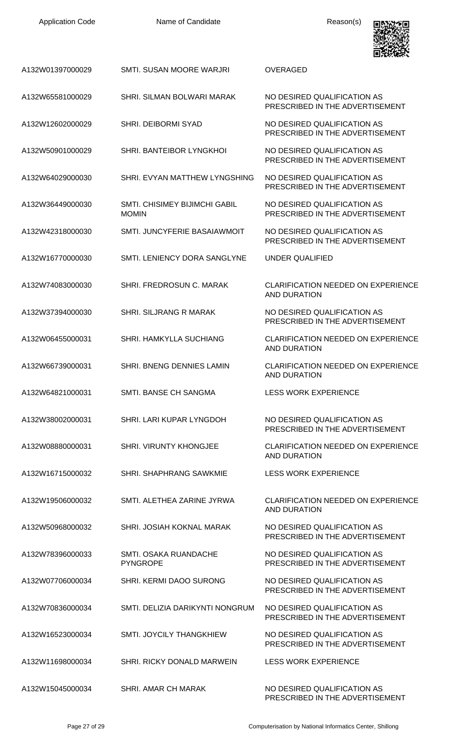| Application Code | Name of Candidate | Reason(s) |
|---|---|---|
| A132W01397000029 | SMTI. SUSAN MOORE WARJRI | OVERAGED |
| A132W65581000029 | SHRI. SILMAN BOLWARI MARAK | NO DESIRED QUALIFICATION AS PRESCRIBED IN THE ADVERTISEMENT |
| A132W12602000029 | SHRI. DEIBORMI SYAD | NO DESIRED QUALIFICATION AS PRESCRIBED IN THE ADVERTISEMENT |
| A132W50901000029 | SHRI. BANTEIBOR LYNGKHOI | NO DESIRED QUALIFICATION AS PRESCRIBED IN THE ADVERTISEMENT |
| A132W64029000030 | SHRI. EVYAN MATTHEW LYNGSHING | NO DESIRED QUALIFICATION AS PRESCRIBED IN THE ADVERTISEMENT |
| A132W36449000030 | SMTI. CHISIMEY BIJIMCHI GABIL MOMIN | NO DESIRED QUALIFICATION AS PRESCRIBED IN THE ADVERTISEMENT |
| A132W42318000030 | SMTI. JUNCYFERIE BASAIAWMOIT | NO DESIRED QUALIFICATION AS PRESCRIBED IN THE ADVERTISEMENT |
| A132W16770000030 | SMTI. LENIENCY DORA SANGLYNE | UNDER QUALIFIED |
| A132W74083000030 | SHRI. FREDROSUN C. MARAK | CLARIFICATION NEEDED ON EXPERIENCE AND DURATION |
| A132W37394000030 | SHRI. SILJRANG R MARAK | NO DESIRED QUALIFICATION AS PRESCRIBED IN THE ADVERTISEMENT |
| A132W06455000031 | SHRI. HAMKYLLA SUCHIANG | CLARIFICATION NEEDED ON EXPERIENCE AND DURATION |
| A132W66739000031 | SHRI. BNENG DENNIES LAMIN | CLARIFICATION NEEDED ON EXPERIENCE AND DURATION |
| A132W64821000031 | SMTI. BANSE CH SANGMA | LESS WORK EXPERIENCE |
| A132W38002000031 | SHRI. LARI KUPAR LYNGDOH | NO DESIRED QUALIFICATION AS PRESCRIBED IN THE ADVERTISEMENT |
| A132W08880000031 | SHRI. VIRUNTY KHONGJEE | CLARIFICATION NEEDED ON EXPERIENCE AND DURATION |
| A132W16715000032 | SHRI. SHAPHRANG SAWKMIE | LESS WORK EXPERIENCE |
| A132W19506000032 | SMTI. ALETHEA ZARINE JYRWA | CLARIFICATION NEEDED ON EXPERIENCE AND DURATION |
| A132W50968000032 | SHRI. JOSIAH KOKNAL MARAK | NO DESIRED QUALIFICATION AS PRESCRIBED IN THE ADVERTISEMENT |
| A132W78396000033 | SMTI. OSAKA RUANDACHE PYNGROPE | NO DESIRED QUALIFICATION AS PRESCRIBED IN THE ADVERTISEMENT |
| A132W07706000034 | SHRI. KERMI DAOO SURONG | NO DESIRED QUALIFICATION AS PRESCRIBED IN THE ADVERTISEMENT |
| A132W70836000034 | SMTI. DELIZIA DARIKYNTI NONGRUM | NO DESIRED QUALIFICATION AS PRESCRIBED IN THE ADVERTISEMENT |
| A132W16523000034 | SMTI. JOYCILY THANGKHIEW | NO DESIRED QUALIFICATION AS PRESCRIBED IN THE ADVERTISEMENT |
| A132W11698000034 | SHRI. RICKY DONALD MARWEIN | LESS WORK EXPERIENCE |
| A132W15045000034 | SHRI. AMAR CH MARAK | NO DESIRED QUALIFICATION AS PRESCRIBED IN THE ADVERTISEMENT |

Computerisation by National Informatics Center, Shillong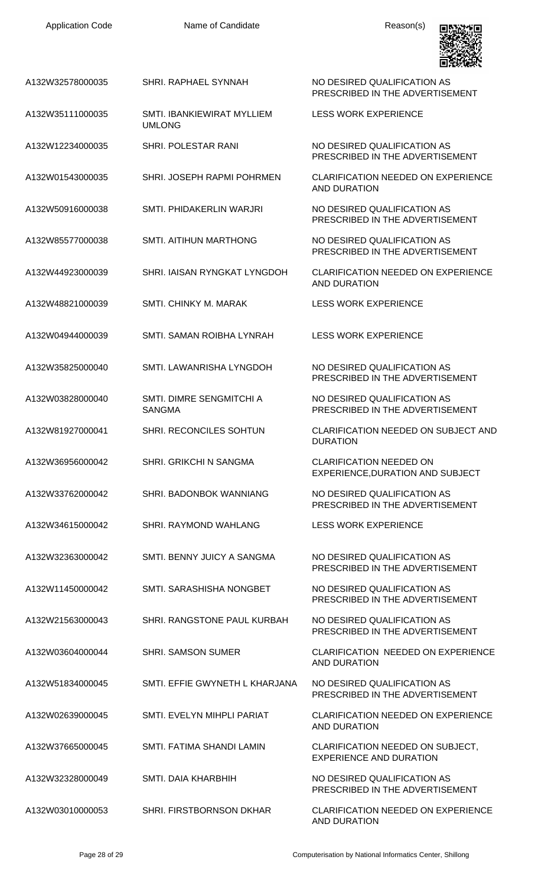| Application Code | Name of Candidate | Reason(s) |
| --- | --- | --- |
| A132W32578000035 | SHRI. RAPHAEL SYNNAH | NO DESIRED QUALIFICATION AS PRESCRIBED IN THE ADVERTISEMENT |
| A132W35111000035 | SMTI. IBANKIEWIRAT MYLLIEM UMLONG | LESS WORK EXPERIENCE |
| A132W12234000035 | SHRI. POLESTAR RANI | NO DESIRED QUALIFICATION AS PRESCRIBED IN THE ADVERTISEMENT |
| A132W01543000035 | SHRI. JOSEPH RAPMI POHRMEN | CLARIFICATION NEEDED ON EXPERIENCE AND DURATION |
| A132W50916000038 | SMTI. PHIDAKERLIN WARJRI | NO DESIRED QUALIFICATION AS PRESCRIBED IN THE ADVERTISEMENT |
| A132W85577000038 | SMTI. AITIHUN MARTHONG | NO DESIRED QUALIFICATION AS PRESCRIBED IN THE ADVERTISEMENT |
| A132W44923000039 | SHRI. IAISAN RYNGKAT LYNGDOH | CLARIFICATION NEEDED ON EXPERIENCE AND DURATION |
| A132W48821000039 | SMTI. CHINKY M. MARAK | LESS WORK EXPERIENCE |
| A132W04944000039 | SMTI. SAMAN ROIBHA LYNRAH | LESS WORK EXPERIENCE |
| A132W35825000040 | SMTI. LAWANRISHA LYNGDOH | NO DESIRED QUALIFICATION AS PRESCRIBED IN THE ADVERTISEMENT |
| A132W03828000040 | SMTI. DIMRE SENGMITCHI A SANGMA | NO DESIRED QUALIFICATION AS PRESCRIBED IN THE ADVERTISEMENT |
| A132W81927000041 | SHRI. RECONCILES SOHTUN | CLARIFICATION NEEDED ON SUBJECT AND DURATION |
| A132W36956000042 | SHRI. GRIKCHI N SANGMA | CLARIFICATION NEEDED ON EXPERIENCE,DURATION AND SUBJECT |
| A132W33762000042 | SHRI. BADONBOK WANNIANG | NO DESIRED QUALIFICATION AS PRESCRIBED IN THE ADVERTISEMENT |
| A132W34615000042 | SHRI. RAYMOND WAHLANG | LESS WORK EXPERIENCE |
| A132W32363000042 | SMTI. BENNY JUICY A SANGMA | NO DESIRED QUALIFICATION AS PRESCRIBED IN THE ADVERTISEMENT |
| A132W11450000042 | SMTI. SARASHISHA NONGBET | NO DESIRED QUALIFICATION AS PRESCRIBED IN THE ADVERTISEMENT |
| A132W21563000043 | SHRI. RANGSTONE PAUL KURBAH | NO DESIRED QUALIFICATION AS PRESCRIBED IN THE ADVERTISEMENT |
| A132W03604000044 | SHRI. SAMSON SUMER | CLARIFICATION NEEDED ON EXPERIENCE AND DURATION |
| A132W51834000045 | SMTI. EFFIE GWYNETH L KHARJANA | NO DESIRED QUALIFICATION AS PRESCRIBED IN THE ADVERTISEMENT |
| A132W02639000045 | SMTI. EVELYN MIHPLI PARIAT | CLARIFICATION NEEDED ON EXPERIENCE AND DURATION |
| A132W37665000045 | SMTI. FATIMA SHANDI LAMIN | CLARIFICATION NEEDED ON SUBJECT, EXPERIENCE AND DURATION |
| A132W32328000049 | SMTI. DAIA KHARBHIH | NO DESIRED QUALIFICATION AS PRESCRIBED IN THE ADVERTISEMENT |
| A132W03010000053 | SHRI. FIRSTBORNSON DKHAR | CLARIFICATION NEEDED ON EXPERIENCE AND DURATION |

Computerisation by National Informatics Center, Shillong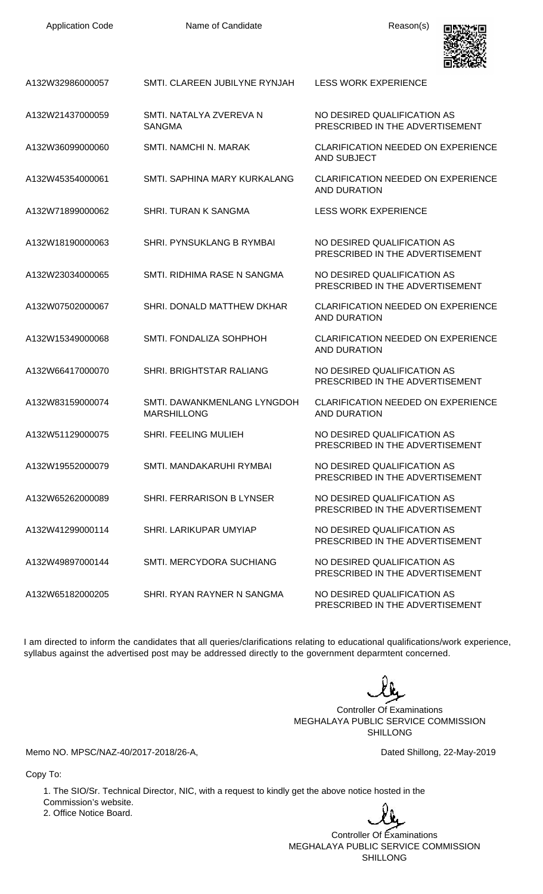| Application Code | Name of Candidate | Reason(s) |
|---|---|---|
| A132W32986000057 | SMTI. CLAREEN JUBILYNE RYNJAH | LESS WORK EXPERIENCE |
| A132W21437000059 | SMTI. NATALYA ZVEREVA N SANGMA | NO DESIRED QUALIFICATION AS PRESCRIBED IN THE ADVERTISEMENT |
| A132W36099000060 | SMTI. NAMCHI N. MARAK | CLARIFICATION NEEDED ON EXPERIENCE AND SUBJECT |
| A132W45354000061 | SMTI. SAPHINA MARY KURKALANG | CLARIFICATION NEEDED ON EXPERIENCE AND DURATION |
| A132W71899000062 | SHRI. TURAN K SANGMA | LESS WORK EXPERIENCE |
| A132W18190000063 | SHRI. PYNSUKLANG B RYMBAI | NO DESIRED QUALIFICATION AS PRESCRIBED IN THE ADVERTISEMENT |
| A132W23034000065 | SMTI. RIDHIMA RASE N SANGMA | NO DESIRED QUALIFICATION AS PRESCRIBED IN THE ADVERTISEMENT |
| A132W07502000067 | SHRI. DONALD MATTHEW DKHAR | CLARIFICATION NEEDED ON EXPERIENCE AND DURATION |
| A132W15349000068 | SMTI. FONDALIZA SOHPHOH | CLARIFICATION NEEDED ON EXPERIENCE AND DURATION |
| A132W66417000070 | SHRI. BRIGHTSTAR RALIANG | NO DESIRED QUALIFICATION AS PRESCRIBED IN THE ADVERTISEMENT |
| A132W83159000074 | SMTI. DAWANKMENLANG LYNGDOH MARSHILLONG | CLARIFICATION NEEDED ON EXPERIENCE AND DURATION |
| A132W51129000075 | SHRI. FEELING MULIEH | NO DESIRED QUALIFICATION AS PRESCRIBED IN THE ADVERTISEMENT |
| A132W19552000079 | SMTI. MANDAKARUHI RYMBAI | NO DESIRED QUALIFICATION AS PRESCRIBED IN THE ADVERTISEMENT |
| A132W65262000089 | SHRI. FERRARISON B LYNSER | NO DESIRED QUALIFICATION AS PRESCRIBED IN THE ADVERTISEMENT |
| A132W41299000114 | SHRI. LARIKUPAR UMYIAP | NO DESIRED QUALIFICATION AS PRESCRIBED IN THE ADVERTISEMENT |
| A132W49897000144 | SMTI. MERCYDORA SUCHIANG | NO DESIRED QUALIFICATION AS PRESCRIBED IN THE ADVERTISEMENT |
| A132W65182000205 | SHRI. RYAN RAYNER N SANGMA | NO DESIRED QUALIFICATION AS PRESCRIBED IN THE ADVERTISEMENT |

I am directed to inform the candidates that all queries/clarifications relating to educational qualifications/work experience, syllabus against the advertised post may be addressed directly to the government deparmtent concerned.

Controller Of Examinations
MEGHALAYA PUBLIC SERVICE COMMISSION
SHILLONG

Memo NO. MPSC/NAZ-40/2017-2018/26-A, Dated Shillong, 22-May-2019

Copy To:

1. The SIO/Sr. Technical Director, NIC, with a request to kindly get the above notice hosted in the Commission's website.
2. Office Notice Board.

Controller Of Examinations
MEGHALAYA PUBLIC SERVICE COMMISSION
SHILLONG